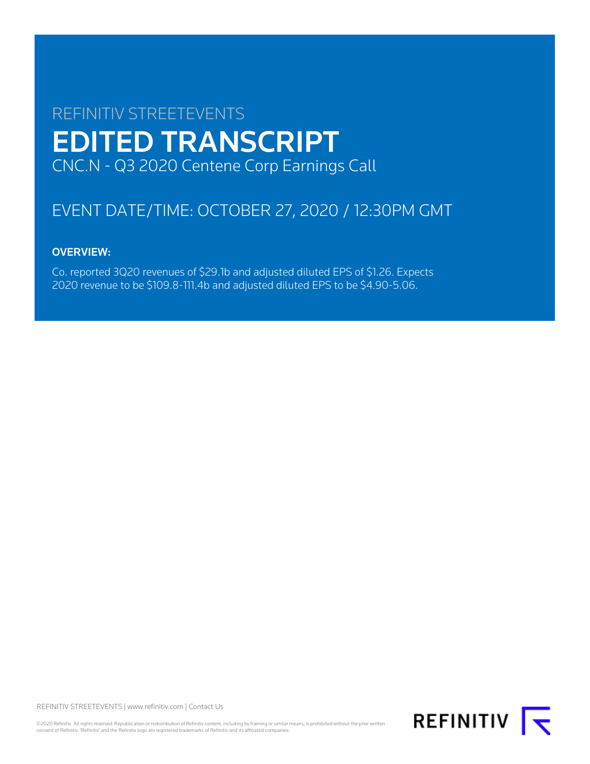REFINITIV STREETEVENTS

# EDITED TRANSCRIPT

CNC.N - Q3 2020 Centene Corp Earnings Call

## EVENT DATE/TIME: OCTOBER 27, 2020 / 12:30PM GMT

### OVERVIEW:

Co. reported 3Q20 revenues of $29.1b and adjusted diluted EPS of $1.26. Expects 2020 revenue to be $109.8-111.4b and adjusted diluted EPS to be $4.90-5.06.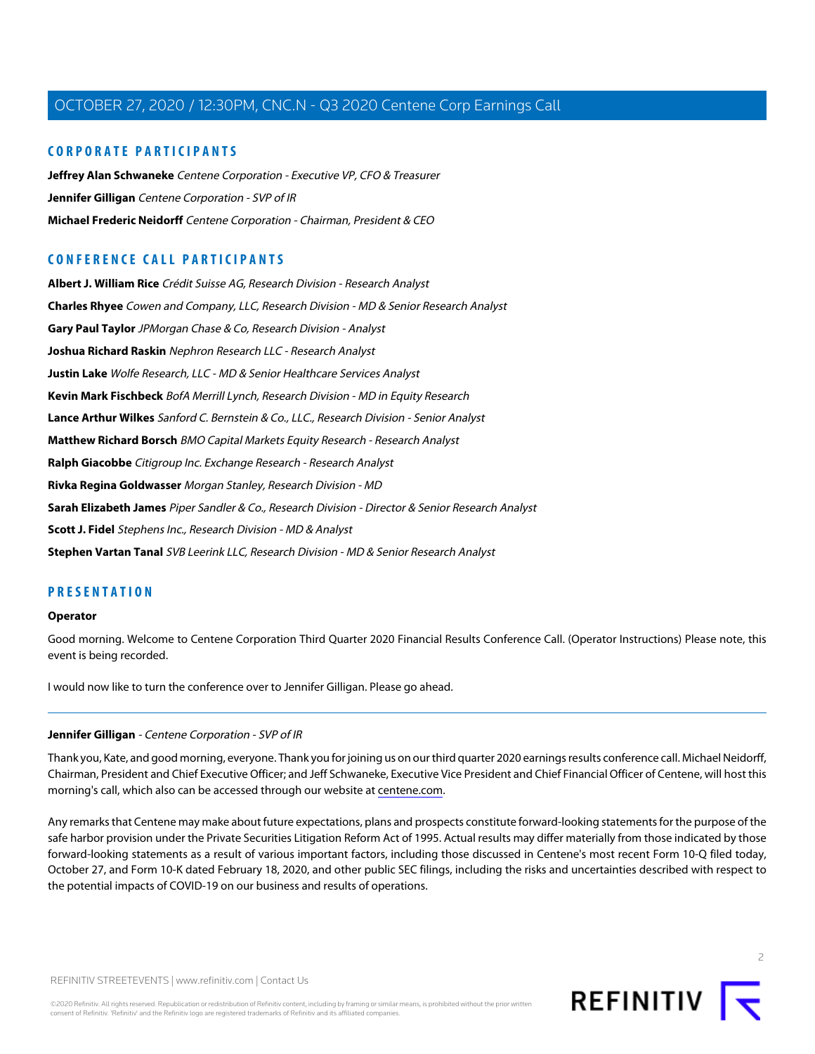## CORPORATE PARTICIPANTS

**Jeffrey Alan Schwaneke** *Centene Corporation - Executive VP, CFO & Treasurer*

**Jennifer Gilligan** *Centene Corporation - SVP of IR*

**Michael Frederic Neidorff** *Centene Corporation - Chairman, President & CEO*

## CONFERENCE CALL PARTICIPANTS

**Albert J. William Rice** *Crédit Suisse AG, Research Division - Research Analyst*

**Charles Rhyee** *Cowen and Company, LLC, Research Division - MD & Senior Research Analyst*

**Gary Paul Taylor** *JPMorgan Chase & Co, Research Division - Analyst*

**Joshua Richard Raskin** *Nephron Research LLC - Research Analyst*

**Justin Lake** *Wolfe Research, LLC - MD & Senior Healthcare Services Analyst*

**Kevin Mark Fischbeck** *BofA Merrill Lynch, Research Division - MD in Equity Research*

**Lance Arthur Wilkes** *Sanford C. Bernstein & Co., LLC., Research Division - Senior Analyst*

**Matthew Richard Borsch** *BMO Capital Markets Equity Research - Research Analyst*

**Ralph Giacobbe** *Citigroup Inc. Exchange Research - Research Analyst*

**Rivka Regina Goldwasser** *Morgan Stanley, Research Division - MD*

**Sarah Elizabeth James** *Piper Sandler & Co., Research Division - Director & Senior Research Analyst*

**Scott J. Fidel** *Stephens Inc., Research Division - MD & Analyst*

**Stephen Vartan Tanal** *SVB Leerink LLC, Research Division - MD & Senior Research Analyst*

## PRESENTATION

**Operator**

Good morning. Welcome to Centene Corporation Third Quarter 2020 Financial Results Conference Call. (Operator Instructions) Please note, this event is being recorded.

I would now like to turn the conference over to Jennifer Gilligan. Please go ahead.

---

**Jennifer Gilligan** - *Centene Corporation - SVP of IR*

Thank you, Kate, and good morning, everyone. Thank you for joining us on our third quarter 2020 earnings results conference call. Michael Neidorff, Chairman, President and Chief Executive Officer; and Jeff Schwaneke, Executive Vice President and Chief Financial Officer of Centene, will host this morning's call, which also can be accessed through our website at centene.com.

Any remarks that Centene may make about future expectations, plans and prospects constitute forward-looking statements for the purpose of the safe harbor provision under the Private Securities Litigation Reform Act of 1995. Actual results may differ materially from those indicated by those forward-looking statements as a result of various important factors, including those discussed in Centene's most recent Form 10-Q filed today, October 27, and Form 10-K dated February 18, 2020, and other public SEC filings, including the risks and uncertainties described with respect to the potential impacts of COVID-19 on our business and results of operations.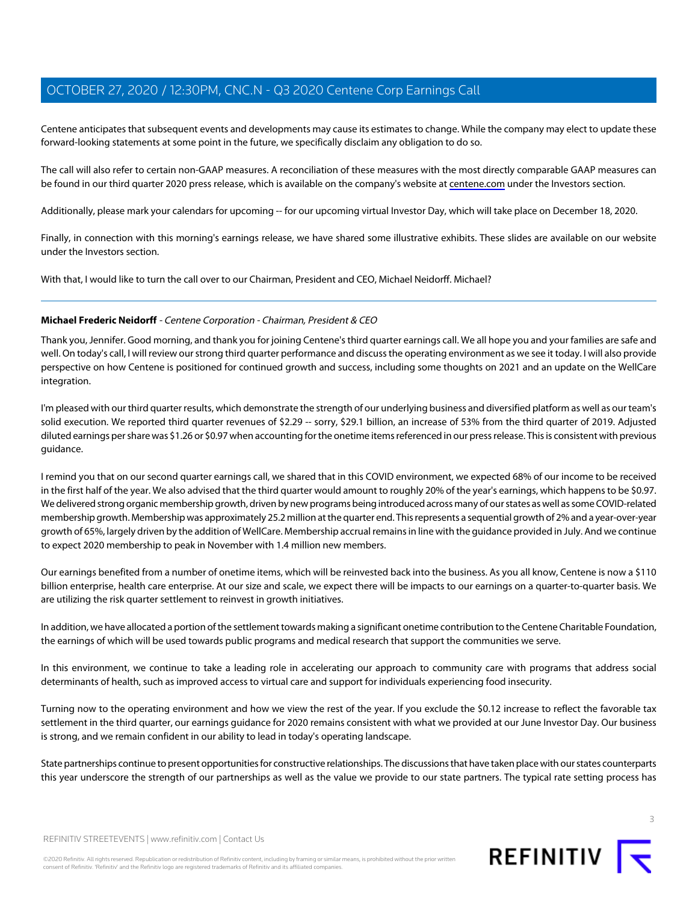Centene anticipates that subsequent events and developments may cause its estimates to change. While the company may elect to update these forward-looking statements at some point in the future, we specifically disclaim any obligation to do so.

The call will also refer to certain non-GAAP measures. A reconciliation of these measures with the most directly comparable GAAP measures can be found in our third quarter 2020 press release, which is available on the company's website at centene.com under the Investors section.

Additionally, please mark your calendars for upcoming -- for our upcoming virtual Investor Day, which will take place on December 18, 2020.

Finally, in connection with this morning's earnings release, we have shared some illustrative exhibits. These slides are available on our website under the Investors section.

With that, I would like to turn the call over to our Chairman, President and CEO, Michael Neidorff. Michael?

---

**Michael Frederic Neidorff** - *Centene Corporation - Chairman, President & CEO*

Thank you, Jennifer. Good morning, and thank you for joining Centene's third quarter earnings call. We all hope you and your families are safe and well. On today's call, I will review our strong third quarter performance and discuss the operating environment as we see it today. I will also provide perspective on how Centene is positioned for continued growth and success, including some thoughts on 2021 and an update on the WellCare integration.

I'm pleased with our third quarter results, which demonstrate the strength of our underlying business and diversified platform as well as our team's solid execution. We reported third quarter revenues of $2.29 -- sorry, $29.1 billion, an increase of 53% from the third quarter of 2019. Adjusted diluted earnings per share was $1.26 or $0.97 when accounting for the onetime items referenced in our press release. This is consistent with previous guidance.

I remind you that on our second quarter earnings call, we shared that in this COVID environment, we expected 68% of our income to be received in the first half of the year. We also advised that the third quarter would amount to roughly 20% of the year's earnings, which happens to be $0.97. We delivered strong organic membership growth, driven by new programs being introduced across many of our states as well as some COVID-related membership growth. Membership was approximately 25.2 million at the quarter end. This represents a sequential growth of 2% and a year-over-year growth of 65%, largely driven by the addition of WellCare. Membership accrual remains in line with the guidance provided in July. And we continue to expect 2020 membership to peak in November with 1.4 million new members.

Our earnings benefited from a number of onetime items, which will be reinvested back into the business. As you all know, Centene is now a $110 billion enterprise, health care enterprise. At our size and scale, we expect there will be impacts to our earnings on a quarter-to-quarter basis. We are utilizing the risk quarter settlement to reinvest in growth initiatives.

In addition, we have allocated a portion of the settlement towards making a significant onetime contribution to the Centene Charitable Foundation, the earnings of which will be used towards public programs and medical research that support the communities we serve.

In this environment, we continue to take a leading role in accelerating our approach to community care with programs that address social determinants of health, such as improved access to virtual care and support for individuals experiencing food insecurity.

Turning now to the operating environment and how we view the rest of the year. If you exclude the $0.12 increase to reflect the favorable tax settlement in the third quarter, our earnings guidance for 2020 remains consistent with what we provided at our June Investor Day. Our business is strong, and we remain confident in our ability to lead in today's operating landscape.

State partnerships continue to present opportunities for constructive relationships. The discussions that have taken place with our states counterparts this year underscore the strength of our partnerships as well as the value we provide to our state partners. The typical rate setting process has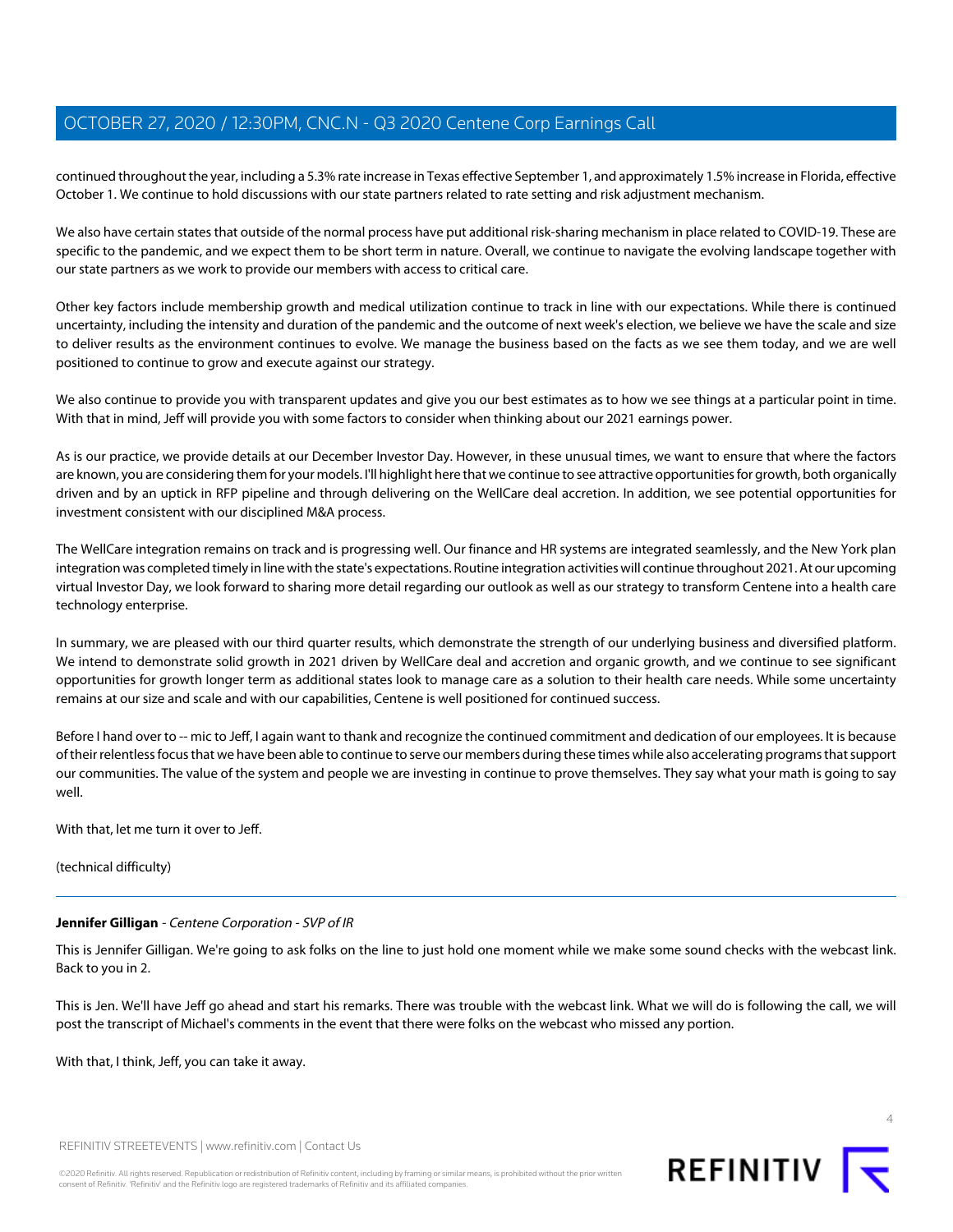continued throughout the year, including a 5.3% rate increase in Texas effective September 1, and approximately 1.5% increase in Florida, effective October 1. We continue to hold discussions with our state partners related to rate setting and risk adjustment mechanism.

We also have certain states that outside of the normal process have put additional risk-sharing mechanism in place related to COVID-19. These are specific to the pandemic, and we expect them to be short term in nature. Overall, we continue to navigate the evolving landscape together with our state partners as we work to provide our members with access to critical care.

Other key factors include membership growth and medical utilization continue to track in line with our expectations. While there is continued uncertainty, including the intensity and duration of the pandemic and the outcome of next week's election, we believe we have the scale and size to deliver results as the environment continues to evolve. We manage the business based on the facts as we see them today, and we are well positioned to continue to grow and execute against our strategy.

We also continue to provide you with transparent updates and give you our best estimates as to how we see things at a particular point in time. With that in mind, Jeff will provide you with some factors to consider when thinking about our 2021 earnings power.

As is our practice, we provide details at our December Investor Day. However, in these unusual times, we want to ensure that where the factors are known, you are considering them for your models. I'll highlight here that we continue to see attractive opportunities for growth, both organically driven and by an uptick in RFP pipeline and through delivering on the WellCare deal accretion. In addition, we see potential opportunities for investment consistent with our disciplined M&A process.

The WellCare integration remains on track and is progressing well. Our finance and HR systems are integrated seamlessly, and the New York plan integration was completed timely in line with the state's expectations. Routine integration activities will continue throughout 2021. At our upcoming virtual Investor Day, we look forward to sharing more detail regarding our outlook as well as our strategy to transform Centene into a health care technology enterprise.

In summary, we are pleased with our third quarter results, which demonstrate the strength of our underlying business and diversified platform. We intend to demonstrate solid growth in 2021 driven by WellCare deal and accretion and organic growth, and we continue to see significant opportunities for growth longer term as additional states look to manage care as a solution to their health care needs. While some uncertainty remains at our size and scale and with our capabilities, Centene is well positioned for continued success.

Before I hand over to -- mic to Jeff, I again want to thank and recognize the continued commitment and dedication of our employees. It is because of their relentless focus that we have been able to continue to serve our members during these times while also accelerating programs that support our communities. The value of the system and people we are investing in continue to prove themselves. They say what your math is going to say well.

With that, let me turn it over to Jeff.

(technical difficulty)

---

**Jennifer Gilligan** - *Centene Corporation - SVP of IR*

This is Jennifer Gilligan. We're going to ask folks on the line to just hold one moment while we make some sound checks with the webcast link. Back to you in 2.

This is Jen. We'll have Jeff go ahead and start his remarks. There was trouble with the webcast link. What we will do is following the call, we will post the transcript of Michael's comments in the event that there were folks on the webcast who missed any portion.

With that, I think, Jeff, you can take it away.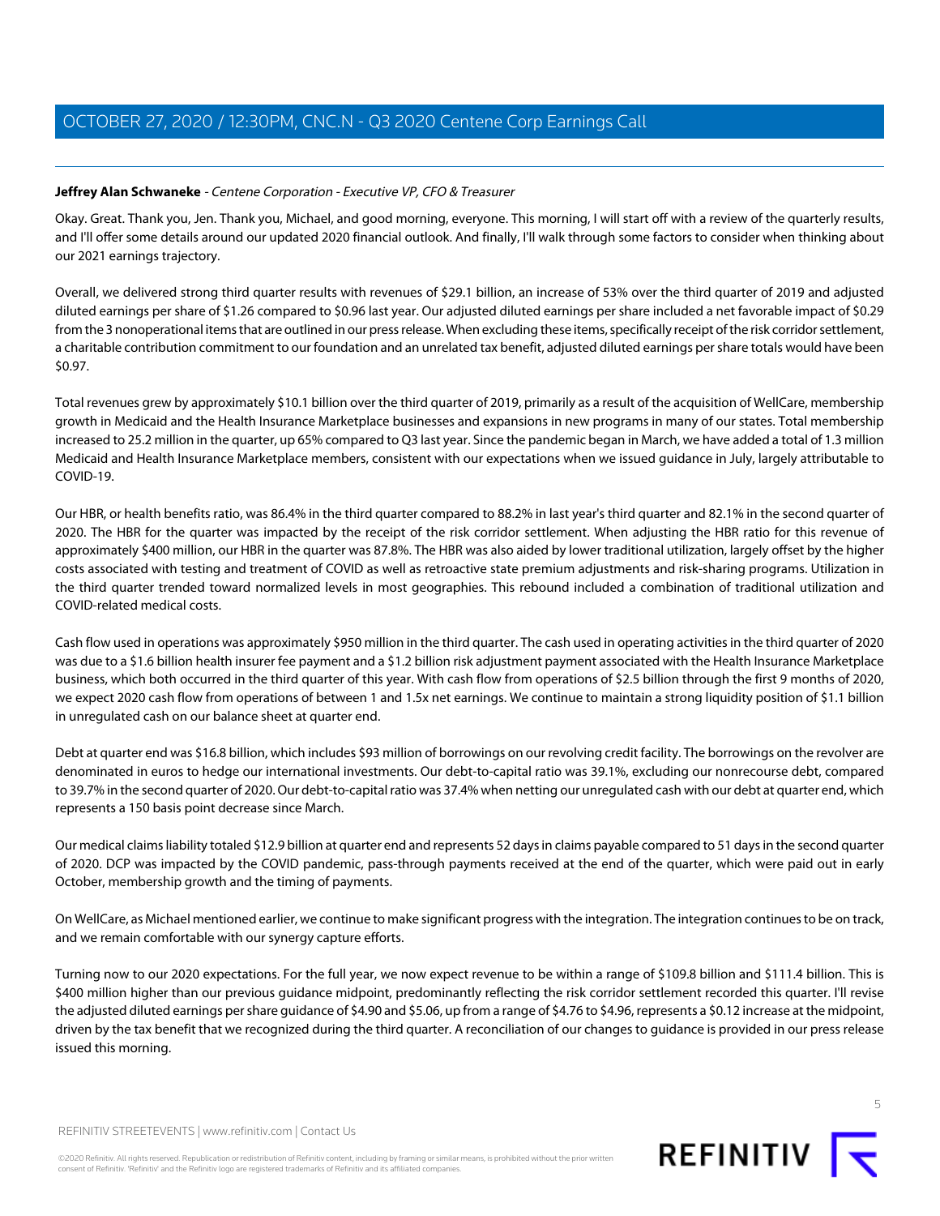**Jeffrey Alan Schwaneke** - *Centene Corporation - Executive VP, CFO & Treasurer*

Okay. Great. Thank you, Jen. Thank you, Michael, and good morning, everyone. This morning, I will start off with a review of the quarterly results, and I'll offer some details around our updated 2020 financial outlook. And finally, I'll walk through some factors to consider when thinking about our 2021 earnings trajectory.

Overall, we delivered strong third quarter results with revenues of $29.1 billion, an increase of 53% over the third quarter of 2019 and adjusted diluted earnings per share of $1.26 compared to $0.96 last year. Our adjusted diluted earnings per share included a net favorable impact of $0.29 from the 3 nonoperational items that are outlined in our press release. When excluding these items, specifically receipt of the risk corridor settlement, a charitable contribution commitment to our foundation and an unrelated tax benefit, adjusted diluted earnings per share totals would have been $0.97.

Total revenues grew by approximately $10.1 billion over the third quarter of 2019, primarily as a result of the acquisition of WellCare, membership growth in Medicaid and the Health Insurance Marketplace businesses and expansions in new programs in many of our states. Total membership increased to 25.2 million in the quarter, up 65% compared to Q3 last year. Since the pandemic began in March, we have added a total of 1.3 million Medicaid and Health Insurance Marketplace members, consistent with our expectations when we issued guidance in July, largely attributable to COVID-19.

Our HBR, or health benefits ratio, was 86.4% in the third quarter compared to 88.2% in last year's third quarter and 82.1% in the second quarter of 2020. The HBR for the quarter was impacted by the receipt of the risk corridor settlement. When adjusting the HBR ratio for this revenue of approximately $400 million, our HBR in the quarter was 87.8%. The HBR was also aided by lower traditional utilization, largely offset by the higher costs associated with testing and treatment of COVID as well as retroactive state premium adjustments and risk-sharing programs. Utilization in the third quarter trended toward normalized levels in most geographies. This rebound included a combination of traditional utilization and COVID-related medical costs.

Cash flow used in operations was approximately $950 million in the third quarter. The cash used in operating activities in the third quarter of 2020 was due to a $1.6 billion health insurer fee payment and a $1.2 billion risk adjustment payment associated with the Health Insurance Marketplace business, which both occurred in the third quarter of this year. With cash flow from operations of $2.5 billion through the first 9 months of 2020, we expect 2020 cash flow from operations of between 1 and 1.5x net earnings. We continue to maintain a strong liquidity position of $1.1 billion in unregulated cash on our balance sheet at quarter end.

Debt at quarter end was $16.8 billion, which includes $93 million of borrowings on our revolving credit facility. The borrowings on the revolver are denominated in euros to hedge our international investments. Our debt-to-capital ratio was 39.1%, excluding our nonrecourse debt, compared to 39.7% in the second quarter of 2020. Our debt-to-capital ratio was 37.4% when netting our unregulated cash with our debt at quarter end, which represents a 150 basis point decrease since March.

Our medical claims liability totaled $12.9 billion at quarter end and represents 52 days in claims payable compared to 51 days in the second quarter of 2020. DCP was impacted by the COVID pandemic, pass-through payments received at the end of the quarter, which were paid out in early October, membership growth and the timing of payments.

On WellCare, as Michael mentioned earlier, we continue to make significant progress with the integration. The integration continues to be on track, and we remain comfortable with our synergy capture efforts.

Turning now to our 2020 expectations. For the full year, we now expect revenue to be within a range of $109.8 billion and $111.4 billion. This is $400 million higher than our previous guidance midpoint, predominantly reflecting the risk corridor settlement recorded this quarter. I'll revise the adjusted diluted earnings per share guidance of $4.90 and $5.06, up from a range of $4.76 to $4.96, represents a $0.12 increase at the midpoint, driven by the tax benefit that we recognized during the third quarter. A reconciliation of our changes to guidance is provided in our press release issued this morning.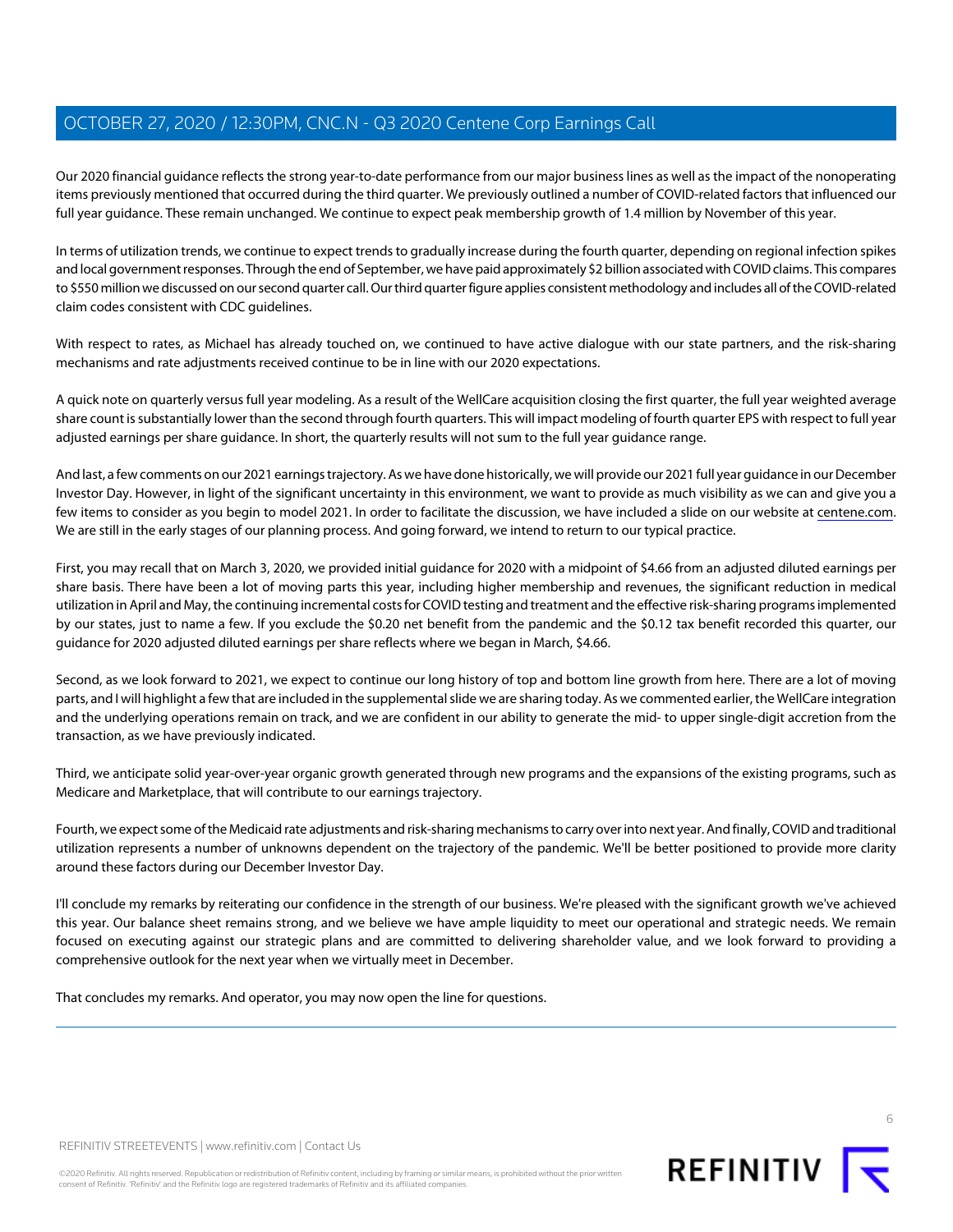Our 2020 financial guidance reflects the strong year-to-date performance from our major business lines as well as the impact of the nonoperating items previously mentioned that occurred during the third quarter. We previously outlined a number of COVID-related factors that influenced our full year guidance. These remain unchanged. We continue to expect peak membership growth of 1.4 million by November of this year.

In terms of utilization trends, we continue to expect trends to gradually increase during the fourth quarter, depending on regional infection spikes and local government responses. Through the end of September, we have paid approximately $2 billion associated with COVID claims. This compares to $550 million we discussed on our second quarter call. Our third quarter figure applies consistent methodology and includes all of the COVID-related claim codes consistent with CDC guidelines.

With respect to rates, as Michael has already touched on, we continued to have active dialogue with our state partners, and the risk-sharing mechanisms and rate adjustments received continue to be in line with our 2020 expectations.

A quick note on quarterly versus full year modeling. As a result of the WellCare acquisition closing the first quarter, the full year weighted average share count is substantially lower than the second through fourth quarters. This will impact modeling of fourth quarter EPS with respect to full year adjusted earnings per share guidance. In short, the quarterly results will not sum to the full year guidance range.

And last, a few comments on our 2021 earnings trajectory. As we have done historically, we will provide our 2021 full year guidance in our December Investor Day. However, in light of the significant uncertainty in this environment, we want to provide as much visibility as we can and give you a few items to consider as you begin to model 2021. In order to facilitate the discussion, we have included a slide on our website at centene.com. We are still in the early stages of our planning process. And going forward, we intend to return to our typical practice.

First, you may recall that on March 3, 2020, we provided initial guidance for 2020 with a midpoint of $4.66 from an adjusted diluted earnings per share basis. There have been a lot of moving parts this year, including higher membership and revenues, the significant reduction in medical utilization in April and May, the continuing incremental costs for COVID testing and treatment and the effective risk-sharing programs implemented by our states, just to name a few. If you exclude the $0.20 net benefit from the pandemic and the $0.12 tax benefit recorded this quarter, our guidance for 2020 adjusted diluted earnings per share reflects where we began in March, $4.66.

Second, as we look forward to 2021, we expect to continue our long history of top and bottom line growth from here. There are a lot of moving parts, and I will highlight a few that are included in the supplemental slide we are sharing today. As we commented earlier, the WellCare integration and the underlying operations remain on track, and we are confident in our ability to generate the mid- to upper single-digit accretion from the transaction, as we have previously indicated.

Third, we anticipate solid year-over-year organic growth generated through new programs and the expansions of the existing programs, such as Medicare and Marketplace, that will contribute to our earnings trajectory.

Fourth, we expect some of the Medicaid rate adjustments and risk-sharing mechanisms to carry over into next year. And finally, COVID and traditional utilization represents a number of unknowns dependent on the trajectory of the pandemic. We'll be better positioned to provide more clarity around these factors during our December Investor Day.

I'll conclude my remarks by reiterating our confidence in the strength of our business. We're pleased with the significant growth we've achieved this year. Our balance sheet remains strong, and we believe we have ample liquidity to meet our operational and strategic needs. We remain focused on executing against our strategic plans and are committed to delivering shareholder value, and we look forward to providing a comprehensive outlook for the next year when we virtually meet in December.

That concludes my remarks. And operator, you may now open the line for questions.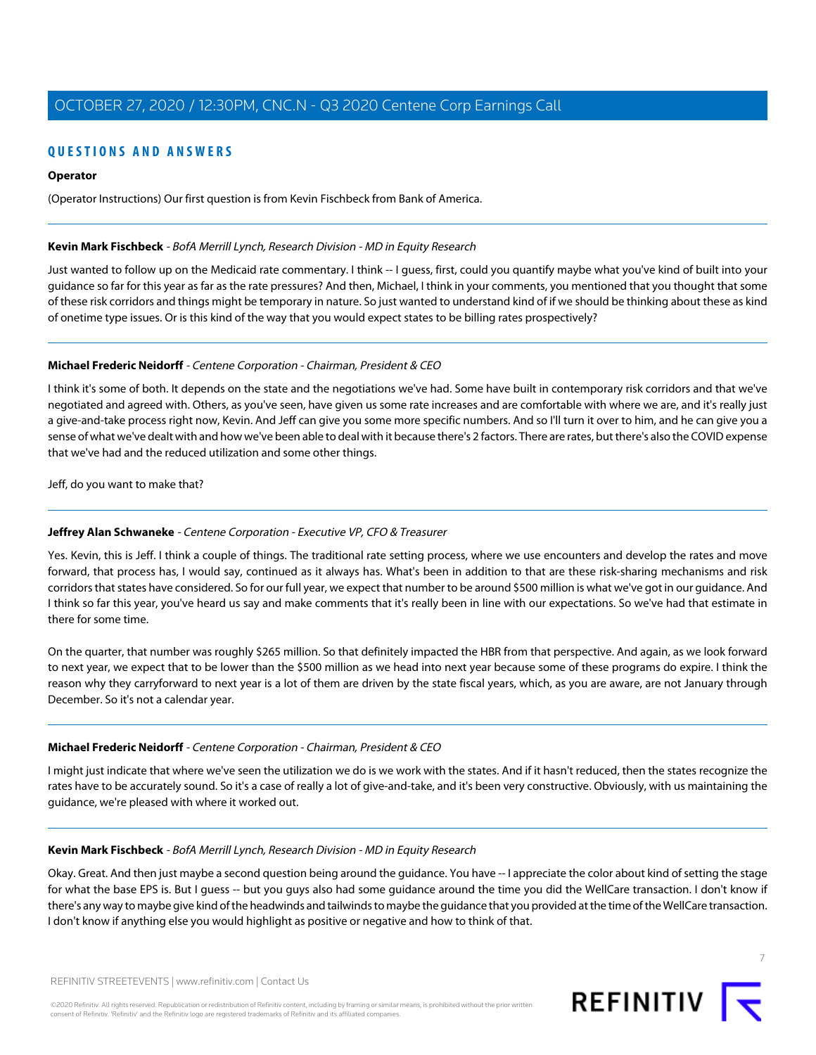## QUESTIONS AND ANSWERS

**Operator**

(Operator Instructions) Our first question is from Kevin Fischbeck from Bank of America.

---

**Kevin Mark Fischbeck** - *BofA Merrill Lynch, Research Division - MD in Equity Research*

Just wanted to follow up on the Medicaid rate commentary. I think -- I guess, first, could you quantify maybe what you've kind of built into your guidance so far for this year as far as the rate pressures? And then, Michael, I think in your comments, you mentioned that you thought that some of these risk corridors and things might be temporary in nature. So just wanted to understand kind of if we should be thinking about these as kind of onetime type issues. Or is this kind of the way that you would expect states to be billing rates prospectively?

---

**Michael Frederic Neidorff** - *Centene Corporation - Chairman, President & CEO*

I think it's some of both. It depends on the state and the negotiations we've had. Some have built in contemporary risk corridors and that we've negotiated and agreed with. Others, as you've seen, have given us some rate increases and are comfortable with where we are, and it's really just a give-and-take process right now, Kevin. And Jeff can give you some more specific numbers. And so I'll turn it over to him, and he can give you a sense of what we've dealt with and how we've been able to deal with it because there's 2 factors. There are rates, but there's also the COVID expense that we've had and the reduced utilization and some other things.

Jeff, do you want to make that?

---

**Jeffrey Alan Schwaneke** - *Centene Corporation - Executive VP, CFO & Treasurer*

Yes. Kevin, this is Jeff. I think a couple of things. The traditional rate setting process, where we use encounters and develop the rates and move forward, that process has, I would say, continued as it always has. What's been in addition to that are these risk-sharing mechanisms and risk corridors that states have considered. So for our full year, we expect that number to be around $500 million is what we've got in our guidance. And I think so far this year, you've heard us say and make comments that it's really been in line with our expectations. So we've had that estimate in there for some time.

On the quarter, that number was roughly $265 million. So that definitely impacted the HBR from that perspective. And again, as we look forward to next year, we expect that to be lower than the $500 million as we head into next year because some of these programs do expire. I think the reason why they carryforward to next year is a lot of them are driven by the state fiscal years, which, as you are aware, are not January through December. So it's not a calendar year.

---

**Michael Frederic Neidorff** - *Centene Corporation - Chairman, President & CEO*

I might just indicate that where we've seen the utilization we do is we work with the states. And if it hasn't reduced, then the states recognize the rates have to be accurately sound. So it's a case of really a lot of give-and-take, and it's been very constructive. Obviously, with us maintaining the guidance, we're pleased with where it worked out.

---

**Kevin Mark Fischbeck** - *BofA Merrill Lynch, Research Division - MD in Equity Research*

Okay. Great. And then just maybe a second question being around the guidance. You have -- I appreciate the color about kind of setting the stage for what the base EPS is. But I guess -- but you guys also had some guidance around the time you did the WellCare transaction. I don't know if there's any way to maybe give kind of the headwinds and tailwinds to maybe the guidance that you provided at the time of the WellCare transaction. I don't know if anything else you would highlight as positive or negative and how to think of that.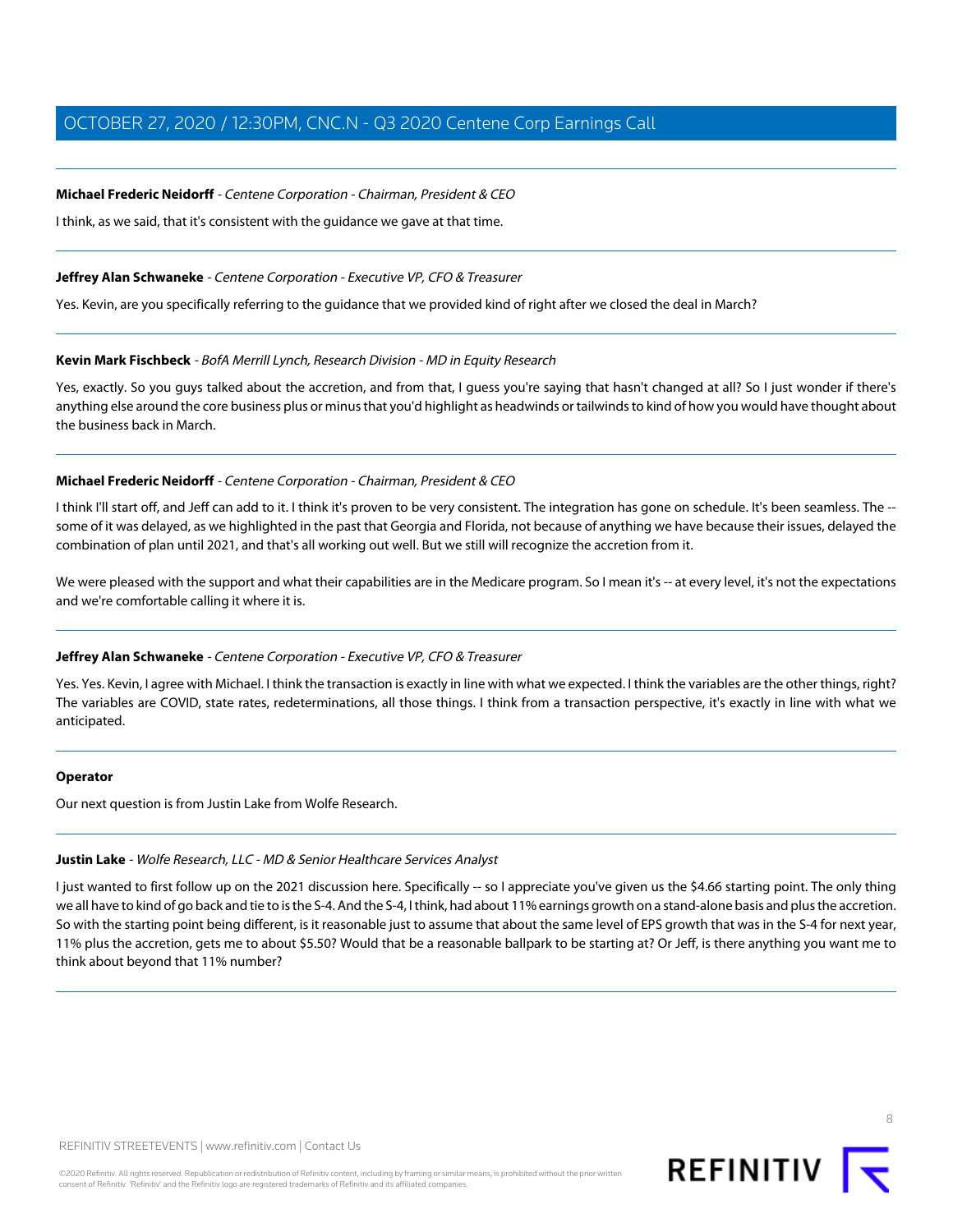**Michael Frederic Neidorff** - *Centene Corporation - Chairman, President & CEO*

I think, as we said, that it's consistent with the guidance we gave at that time.

---

**Jeffrey Alan Schwaneke** - *Centene Corporation - Executive VP, CFO & Treasurer*

Yes. Kevin, are you specifically referring to the guidance that we provided kind of right after we closed the deal in March?

---

**Kevin Mark Fischbeck** - *BofA Merrill Lynch, Research Division - MD in Equity Research*

Yes, exactly. So you guys talked about the accretion, and from that, I guess you're saying that hasn't changed at all? So I just wonder if there's anything else around the core business plus or minus that you'd highlight as headwinds or tailwinds to kind of how you would have thought about the business back in March.

---

**Michael Frederic Neidorff** - *Centene Corporation - Chairman, President & CEO*

I think I'll start off, and Jeff can add to it. I think it's proven to be very consistent. The integration has gone on schedule. It's been seamless. The -- some of it was delayed, as we highlighted in the past that Georgia and Florida, not because of anything we have because their issues, delayed the combination of plan until 2021, and that's all working out well. But we still will recognize the accretion from it.

We were pleased with the support and what their capabilities are in the Medicare program. So I mean it's -- at every level, it's not the expectations and we're comfortable calling it where it is.

---

**Jeffrey Alan Schwaneke** - *Centene Corporation - Executive VP, CFO & Treasurer*

Yes. Yes. Kevin, I agree with Michael. I think the transaction is exactly in line with what we expected. I think the variables are the other things, right? The variables are COVID, state rates, redeterminations, all those things. I think from a transaction perspective, it's exactly in line with what we anticipated.

---

**Operator**

Our next question is from Justin Lake from Wolfe Research.

---

**Justin Lake** - *Wolfe Research, LLC - MD & Senior Healthcare Services Analyst*

I just wanted to first follow up on the 2021 discussion here. Specifically -- so I appreciate you've given us the $4.66 starting point. The only thing we all have to kind of go back and tie to is the S-4. And the S-4, I think, had about 11% earnings growth on a stand-alone basis and plus the accretion. So with the starting point being different, is it reasonable just to assume that about the same level of EPS growth that was in the S-4 for next year, 11% plus the accretion, gets me to about $5.50? Would that be a reasonable ballpark to be starting at? Or Jeff, is there anything you want me to think about beyond that 11% number?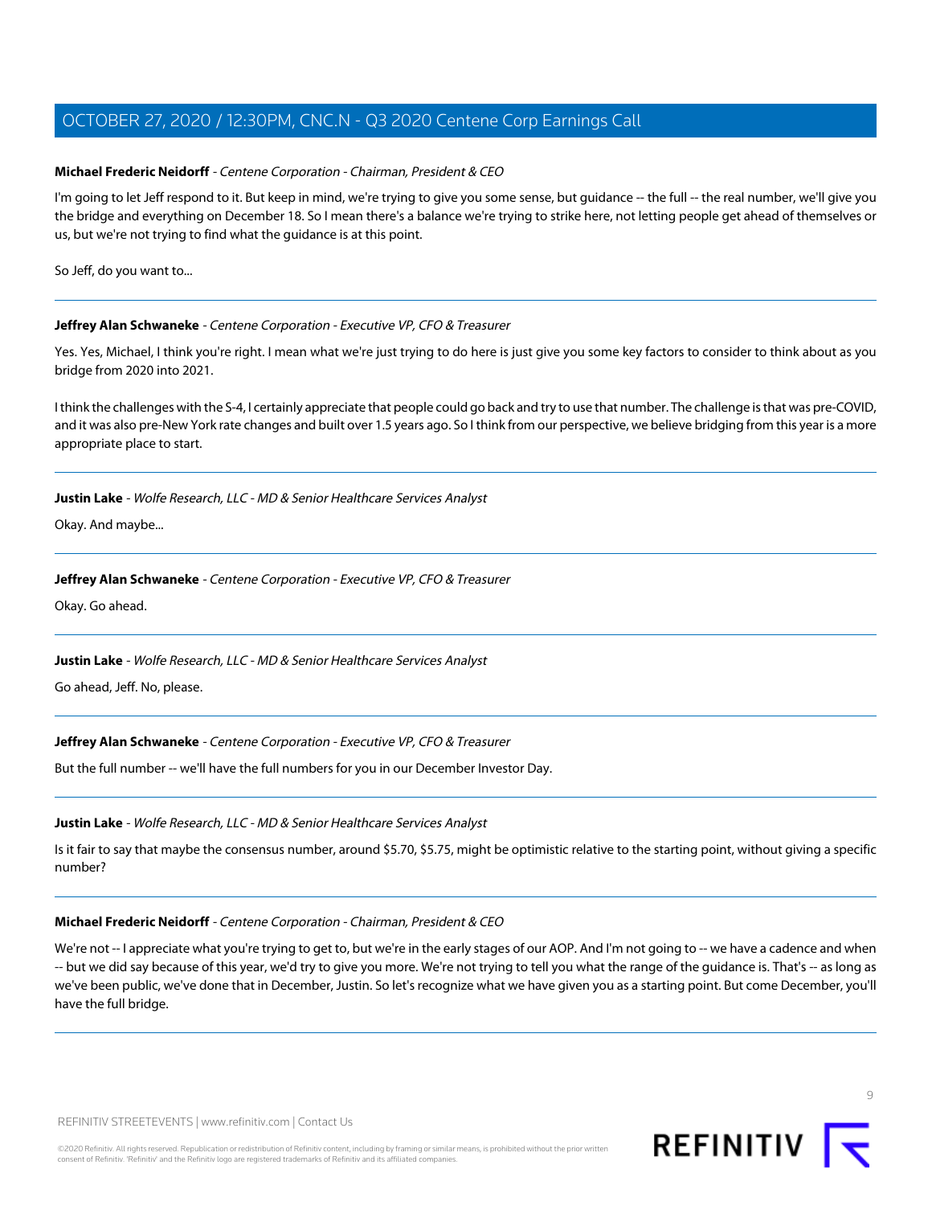**Michael Frederic Neidorff** - *Centene Corporation - Chairman, President & CEO*

I'm going to let Jeff respond to it. But keep in mind, we're trying to give you some sense, but guidance -- the full -- the real number, we'll give you the bridge and everything on December 18. So I mean there's a balance we're trying to strike here, not letting people get ahead of themselves or us, but we're not trying to find what the guidance is at this point.

So Jeff, do you want to...

---

**Jeffrey Alan Schwaneke** - *Centene Corporation - Executive VP, CFO & Treasurer*

Yes. Yes, Michael, I think you're right. I mean what we're just trying to do here is just give you some key factors to consider to think about as you bridge from 2020 into 2021.

I think the challenges with the S-4, I certainly appreciate that people could go back and try to use that number. The challenge is that was pre-COVID, and it was also pre-New York rate changes and built over 1.5 years ago. So I think from our perspective, we believe bridging from this year is a more appropriate place to start.

---

**Justin Lake** - *Wolfe Research, LLC - MD & Senior Healthcare Services Analyst*

Okay. And maybe...

---

**Jeffrey Alan Schwaneke** - *Centene Corporation - Executive VP, CFO & Treasurer*

Okay. Go ahead.

---

**Justin Lake** - *Wolfe Research, LLC - MD & Senior Healthcare Services Analyst*

Go ahead, Jeff. No, please.

---

**Jeffrey Alan Schwaneke** - *Centene Corporation - Executive VP, CFO & Treasurer*

But the full number -- we'll have the full numbers for you in our December Investor Day.

---

**Justin Lake** - *Wolfe Research, LLC - MD & Senior Healthcare Services Analyst*

Is it fair to say that maybe the consensus number, around $5.70, $5.75, might be optimistic relative to the starting point, without giving a specific number?

---

**Michael Frederic Neidorff** - *Centene Corporation - Chairman, President & CEO*

We're not -- I appreciate what you're trying to get to, but we're in the early stages of our AOP. And I'm not going to -- we have a cadence and when -- but we did say because of this year, we'd try to give you more. We're not trying to tell you what the range of the guidance is. That's -- as long as we've been public, we've done that in December, Justin. So let's recognize what we have given you as a starting point. But come December, you'll have the full bridge.

---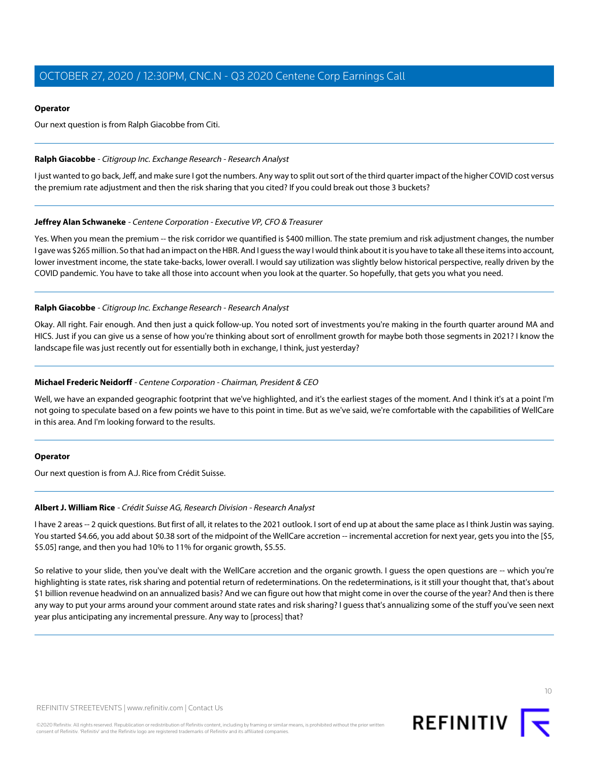**Operator**

Our next question is from Ralph Giacobbe from Citi.

---

**Ralph Giacobbe** - *Citigroup Inc. Exchange Research - Research Analyst*

I just wanted to go back, Jeff, and make sure I got the numbers. Any way to split out sort of the third quarter impact of the higher COVID cost versus the premium rate adjustment and then the risk sharing that you cited? If you could break out those 3 buckets?

---

**Jeffrey Alan Schwaneke** - *Centene Corporation - Executive VP, CFO & Treasurer*

Yes. When you mean the premium -- the risk corridor we quantified is $400 million. The state premium and risk adjustment changes, the number I gave was $265 million. So that had an impact on the HBR. And I guess the way I would think about it is you have to take all these items into account, lower investment income, the state take-backs, lower overall. I would say utilization was slightly below historical perspective, really driven by the COVID pandemic. You have to take all those into account when you look at the quarter. So hopefully, that gets you what you need.

---

**Ralph Giacobbe** - *Citigroup Inc. Exchange Research - Research Analyst*

Okay. All right. Fair enough. And then just a quick follow-up. You noted sort of investments you're making in the fourth quarter around MA and HICS. Just if you can give us a sense of how you're thinking about sort of enrollment growth for maybe both those segments in 2021? I know the landscape file was just recently out for essentially both in exchange, I think, just yesterday?

---

**Michael Frederic Neidorff** - *Centene Corporation - Chairman, President & CEO*

Well, we have an expanded geographic footprint that we've highlighted, and it's the earliest stages of the moment. And I think it's at a point I'm not going to speculate based on a few points we have to this point in time. But as we've said, we're comfortable with the capabilities of WellCare in this area. And I'm looking forward to the results.

---

**Operator**

Our next question is from A.J. Rice from Crédit Suisse.

---

**Albert J. William Rice** - *Crédit Suisse AG, Research Division - Research Analyst*

I have 2 areas -- 2 quick questions. But first of all, it relates to the 2021 outlook. I sort of end up at about the same place as I think Justin was saying. You started $4.66, you add about $0.38 sort of the midpoint of the WellCare accretion -- incremental accretion for next year, gets you into the [$5, $5.05] range, and then you had 10% to 11% for organic growth, $5.55.

So relative to your slide, then you've dealt with the WellCare accretion and the organic growth. I guess the open questions are -- which you're highlighting is state rates, risk sharing and potential return of redeterminations. On the redeterminations, is it still your thought that, that's about $1 billion revenue headwind on an annualized basis? And we can figure out how that might come in over the course of the year? And then is there any way to put your arms around your comment around state rates and risk sharing? I guess that's annualizing some of the stuff you've seen next year plus anticipating any incremental pressure. Any way to [process] that?

---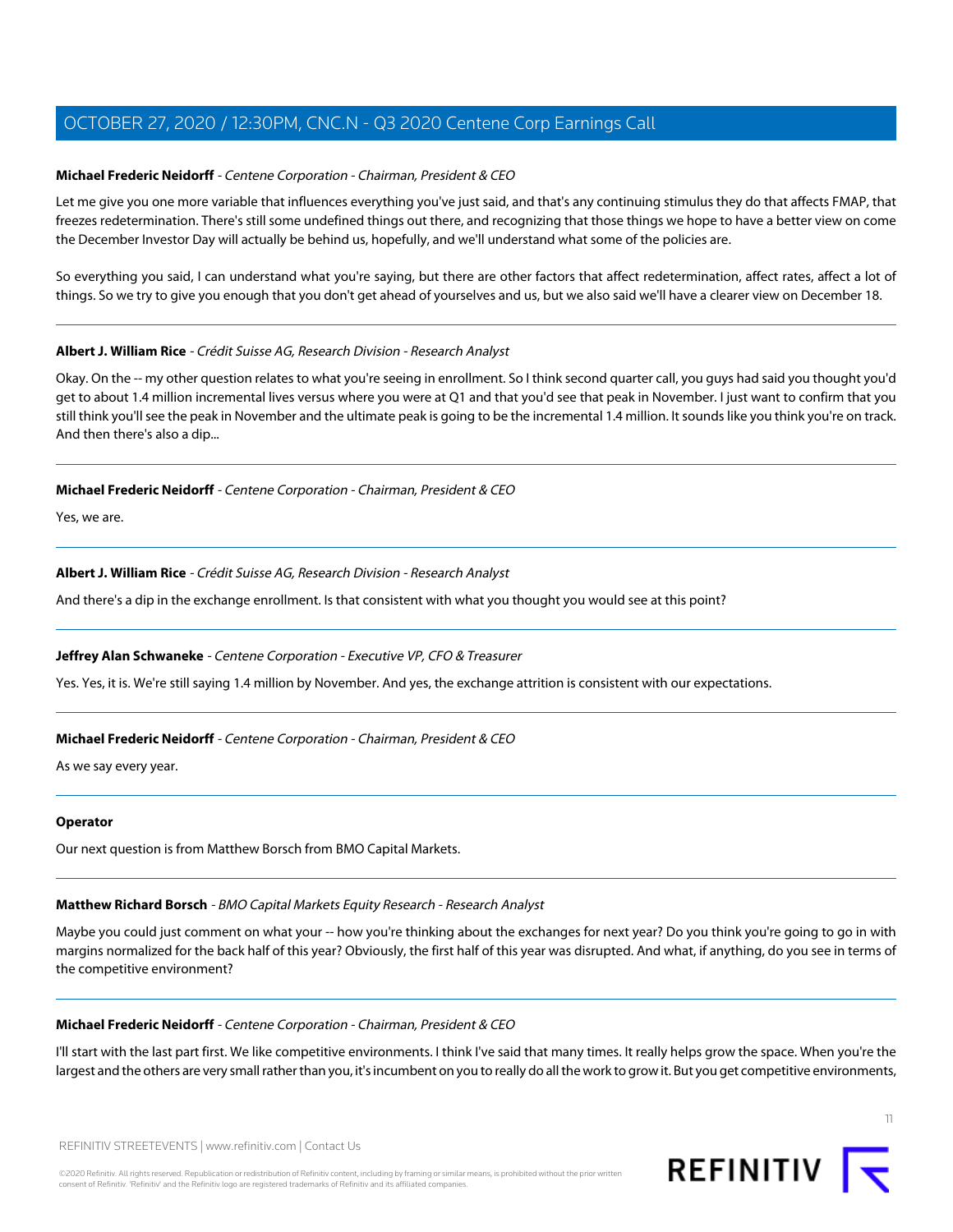**Michael Frederic Neidorff** - *Centene Corporation - Chairman, President & CEO*

Let me give you one more variable that influences everything you've just said, and that's any continuing stimulus they do that affects FMAP, that freezes redetermination. There's still some undefined things out there, and recognizing that those things we hope to have a better view on come the December Investor Day will actually be behind us, hopefully, and we'll understand what some of the policies are.

So everything you said, I can understand what you're saying, but there are other factors that affect redetermination, affect rates, affect a lot of things. So we try to give you enough that you don't get ahead of yourselves and us, but we also said we'll have a clearer view on December 18.

---

**Albert J. William Rice** - *Crédit Suisse AG, Research Division - Research Analyst*

Okay. On the -- my other question relates to what you're seeing in enrollment. So I think second quarter call, you guys had said you thought you'd get to about 1.4 million incremental lives versus where you were at Q1 and that you'd see that peak in November. I just want to confirm that you still think you'll see the peak in November and the ultimate peak is going to be the incremental 1.4 million. It sounds like you think you're on track. And then there's also a dip...

---

**Michael Frederic Neidorff** - *Centene Corporation - Chairman, President & CEO*

Yes, we are.

---

**Albert J. William Rice** - *Crédit Suisse AG, Research Division - Research Analyst*

And there's a dip in the exchange enrollment. Is that consistent with what you thought you would see at this point?

---

**Jeffrey Alan Schwaneke** - *Centene Corporation - Executive VP, CFO & Treasurer*

Yes. Yes, it is. We're still saying 1.4 million by November. And yes, the exchange attrition is consistent with our expectations.

---

**Michael Frederic Neidorff** - *Centene Corporation - Chairman, President & CEO*

As we say every year.

---

**Operator**

Our next question is from Matthew Borsch from BMO Capital Markets.

---

**Matthew Richard Borsch** - *BMO Capital Markets Equity Research - Research Analyst*

Maybe you could just comment on what your -- how you're thinking about the exchanges for next year? Do you think you're going to go in with margins normalized for the back half of this year? Obviously, the first half of this year was disrupted. And what, if anything, do you see in terms of the competitive environment?

---

**Michael Frederic Neidorff** - *Centene Corporation - Chairman, President & CEO*

I'll start with the last part first. We like competitive environments. I think I've said that many times. It really helps grow the space. When you're the largest and the others are very small rather than you, it's incumbent on you to really do all the work to grow it. But you get competitive environments,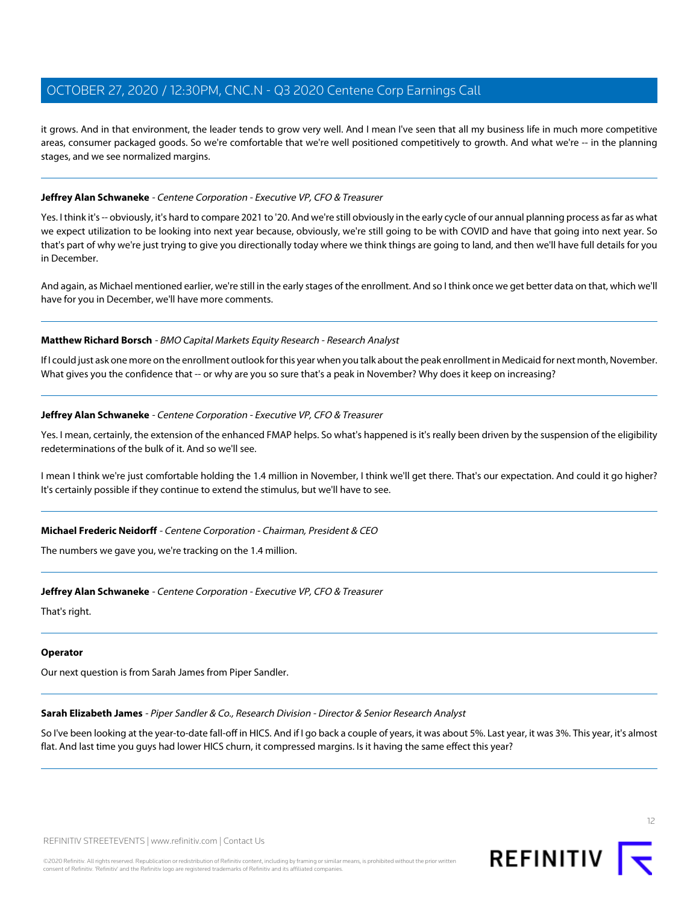it grows. And in that environment, the leader tends to grow very well. And I mean I've seen that all my business life in much more competitive areas, consumer packaged goods. So we're comfortable that we're well positioned competitively to growth. And what we're -- in the planning stages, and we see normalized margins.

---

**Jeffrey Alan Schwaneke** - *Centene Corporation - Executive VP, CFO & Treasurer*

Yes. I think it's -- obviously, it's hard to compare 2021 to '20. And we're still obviously in the early cycle of our annual planning process as far as what we expect utilization to be looking into next year because, obviously, we're still going to be with COVID and have that going into next year. So that's part of why we're just trying to give you directionally today where we think things are going to land, and then we'll have full details for you in December.

And again, as Michael mentioned earlier, we're still in the early stages of the enrollment. And so I think once we get better data on that, which we'll have for you in December, we'll have more comments.

---

**Matthew Richard Borsch** - *BMO Capital Markets Equity Research - Research Analyst*

If I could just ask one more on the enrollment outlook for this year when you talk about the peak enrollment in Medicaid for next month, November. What gives you the confidence that -- or why are you so sure that's a peak in November? Why does it keep on increasing?

---

**Jeffrey Alan Schwaneke** - *Centene Corporation - Executive VP, CFO & Treasurer*

Yes. I mean, certainly, the extension of the enhanced FMAP helps. So what's happened is it's really been driven by the suspension of the eligibility redeterminations of the bulk of it. And so we'll see.

I mean I think we're just comfortable holding the 1.4 million in November, I think we'll get there. That's our expectation. And could it go higher? It's certainly possible if they continue to extend the stimulus, but we'll have to see.

---

**Michael Frederic Neidorff** - *Centene Corporation - Chairman, President & CEO*

The numbers we gave you, we're tracking on the 1.4 million.

---

**Jeffrey Alan Schwaneke** - *Centene Corporation - Executive VP, CFO & Treasurer*

That's right.

---

**Operator**

Our next question is from Sarah James from Piper Sandler.

---

**Sarah Elizabeth James** - *Piper Sandler & Co., Research Division - Director & Senior Research Analyst*

So I've been looking at the year-to-date fall-off in HICS. And if I go back a couple of years, it was about 5%. Last year, it was 3%. This year, it's almost flat. And last time you guys had lower HICS churn, it compressed margins. Is it having the same effect this year?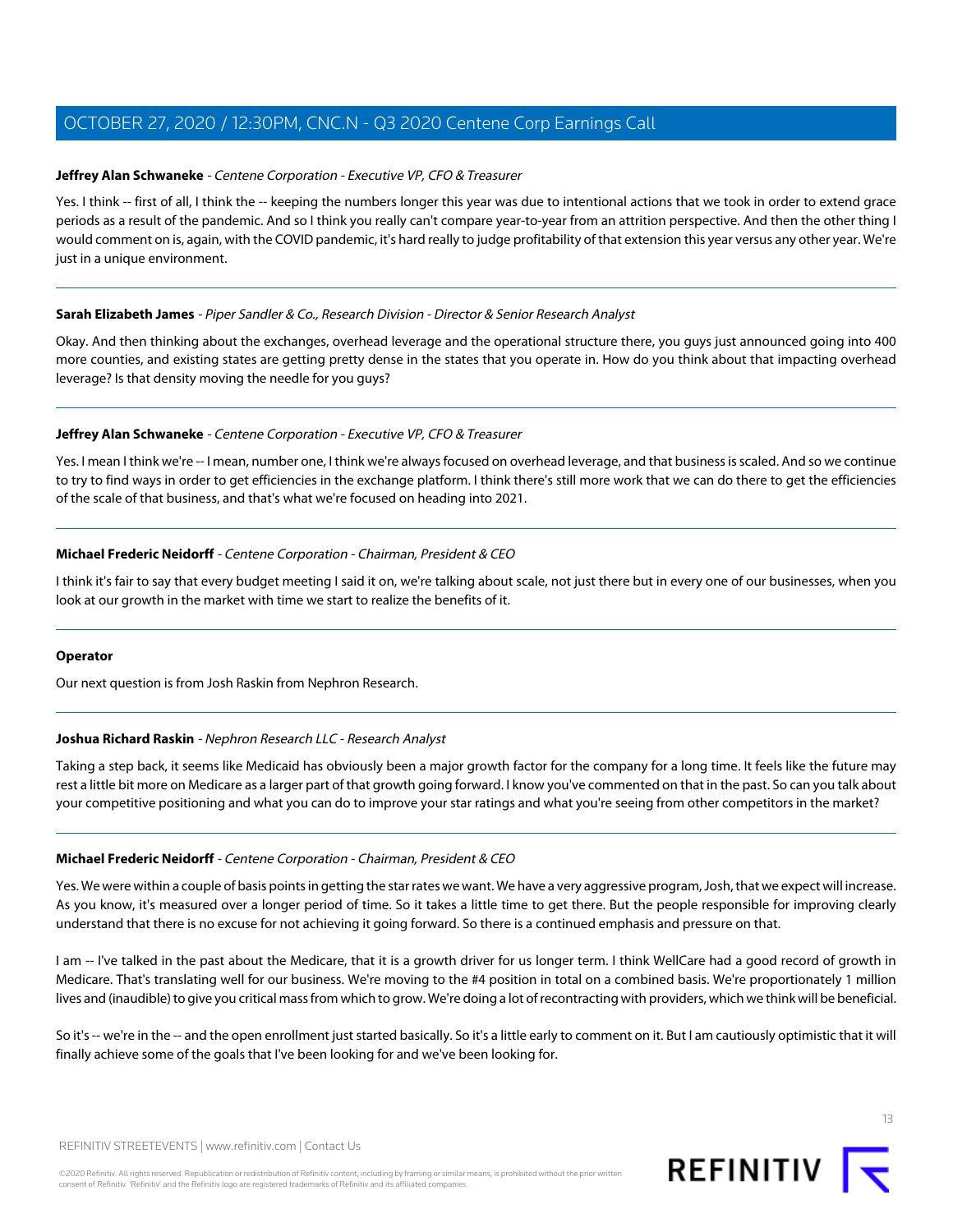**Jeffrey Alan Schwaneke** - *Centene Corporation - Executive VP, CFO & Treasurer*

Yes. I think -- first of all, I think the -- keeping the numbers longer this year was due to intentional actions that we took in order to extend grace periods as a result of the pandemic. And so I think you really can't compare year-to-year from an attrition perspective. And then the other thing I would comment on is, again, with the COVID pandemic, it's hard really to judge profitability of that extension this year versus any other year. We're just in a unique environment.

---

**Sarah Elizabeth James** - *Piper Sandler & Co., Research Division - Director & Senior Research Analyst*

Okay. And then thinking about the exchanges, overhead leverage and the operational structure there, you guys just announced going into 400 more counties, and existing states are getting pretty dense in the states that you operate in. How do you think about that impacting overhead leverage? Is that density moving the needle for you guys?

---

**Jeffrey Alan Schwaneke** - *Centene Corporation - Executive VP, CFO & Treasurer*

Yes. I mean I think we're -- I mean, number one, I think we're always focused on overhead leverage, and that business is scaled. And so we continue to try to find ways in order to get efficiencies in the exchange platform. I think there's still more work that we can do there to get the efficiencies of the scale of that business, and that's what we're focused on heading into 2021.

---

**Michael Frederic Neidorff** - *Centene Corporation - Chairman, President & CEO*

I think it's fair to say that every budget meeting I said it on, we're talking about scale, not just there but in every one of our businesses, when you look at our growth in the market with time we start to realize the benefits of it.

---

**Operator**

Our next question is from Josh Raskin from Nephron Research.

---

**Joshua Richard Raskin** - *Nephron Research LLC - Research Analyst*

Taking a step back, it seems like Medicaid has obviously been a major growth factor for the company for a long time. It feels like the future may rest a little bit more on Medicare as a larger part of that growth going forward. I know you've commented on that in the past. So can you talk about your competitive positioning and what you can do to improve your star ratings and what you're seeing from other competitors in the market?

---

**Michael Frederic Neidorff** - *Centene Corporation - Chairman, President & CEO*

Yes. We were within a couple of basis points in getting the star rates we want. We have a very aggressive program, Josh, that we expect will increase. As you know, it's measured over a longer period of time. So it takes a little time to get there. But the people responsible for improving clearly understand that there is no excuse for not achieving it going forward. So there is a continued emphasis and pressure on that.

I am -- I've talked in the past about the Medicare, that it is a growth driver for us longer term. I think WellCare had a good record of growth in Medicare. That's translating well for our business. We're moving to the #4 position in total on a combined basis. We're proportionately 1 million lives and (inaudible) to give you critical mass from which to grow. We're doing a lot of recontracting with providers, which we think will be beneficial.

So it's -- we're in the -- and the open enrollment just started basically. So it's a little early to comment on it. But I am cautiously optimistic that it will finally achieve some of the goals that I've been looking for and we've been looking for.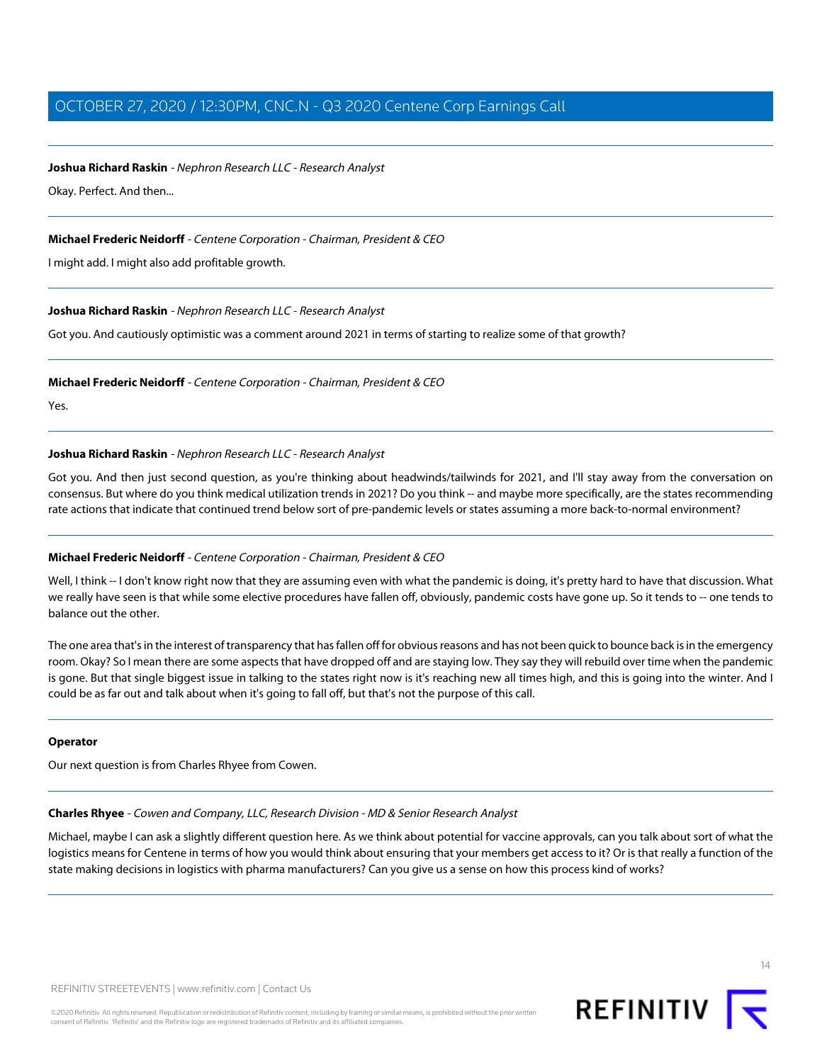**Joshua Richard Raskin** - *Nephron Research LLC - Research Analyst*

Okay. Perfect. And then...

---

**Michael Frederic Neidorff** - *Centene Corporation - Chairman, President & CEO*

I might add. I might also add profitable growth.

---

**Joshua Richard Raskin** - *Nephron Research LLC - Research Analyst*

Got you. And cautiously optimistic was a comment around 2021 in terms of starting to realize some of that growth?

---

**Michael Frederic Neidorff** - *Centene Corporation - Chairman, President & CEO*

Yes.

---

**Joshua Richard Raskin** - *Nephron Research LLC - Research Analyst*

Got you. And then just second question, as you're thinking about headwinds/tailwinds for 2021, and I'll stay away from the conversation on consensus. But where do you think medical utilization trends in 2021? Do you think -- and maybe more specifically, are the states recommending rate actions that indicate that continued trend below sort of pre-pandemic levels or states assuming a more back-to-normal environment?

---

**Michael Frederic Neidorff** - *Centene Corporation - Chairman, President & CEO*

Well, I think -- I don't know right now that they are assuming even with what the pandemic is doing, it's pretty hard to have that discussion. What we really have seen is that while some elective procedures have fallen off, obviously, pandemic costs have gone up. So it tends to -- one tends to balance out the other.

The one area that's in the interest of transparency that has fallen off for obvious reasons and has not been quick to bounce back is in the emergency room. Okay? So I mean there are some aspects that have dropped off and are staying low. They say they will rebuild over time when the pandemic is gone. But that single biggest issue in talking to the states right now is it's reaching new all times high, and this is going into the winter. And I could be as far out and talk about when it's going to fall off, but that's not the purpose of this call.

---

**Operator**

Our next question is from Charles Rhyee from Cowen.

---

**Charles Rhyee** - *Cowen and Company, LLC, Research Division - MD & Senior Research Analyst*

Michael, maybe I can ask a slightly different question here. As we think about potential for vaccine approvals, can you talk about sort of what the logistics means for Centene in terms of how you would think about ensuring that your members get access to it? Or is that really a function of the state making decisions in logistics with pharma manufacturers? Can you give us a sense on how this process kind of works?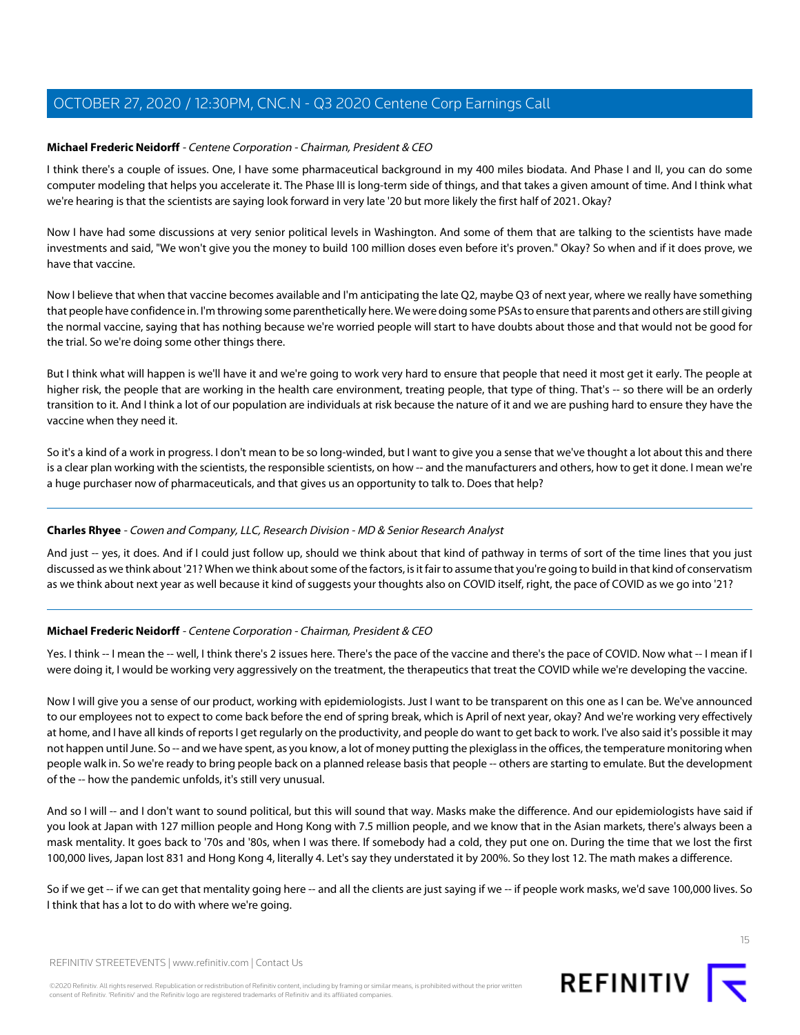**Michael Frederic Neidorff** - *Centene Corporation - Chairman, President & CEO*

I think there's a couple of issues. One, I have some pharmaceutical background in my 400 miles biodata. And Phase I and II, you can do some computer modeling that helps you accelerate it. The Phase III is long-term side of things, and that takes a given amount of time. And I think what we're hearing is that the scientists are saying look forward in very late '20 but more likely the first half of 2021. Okay?

Now I have had some discussions at very senior political levels in Washington. And some of them that are talking to the scientists have made investments and said, "We won't give you the money to build 100 million doses even before it's proven." Okay? So when and if it does prove, we have that vaccine.

Now I believe that when that vaccine becomes available and I'm anticipating the late Q2, maybe Q3 of next year, where we really have something that people have confidence in. I'm throwing some parenthetically here. We were doing some PSAs to ensure that parents and others are still giving the normal vaccine, saying that has nothing because we're worried people will start to have doubts about those and that would not be good for the trial. So we're doing some other things there.

But I think what will happen is we'll have it and we're going to work very hard to ensure that people that need it most get it early. The people at higher risk, the people that are working in the health care environment, treating people, that type of thing. That's -- so there will be an orderly transition to it. And I think a lot of our population are individuals at risk because the nature of it and we are pushing hard to ensure they have the vaccine when they need it.

So it's a kind of a work in progress. I don't mean to be so long-winded, but I want to give you a sense that we've thought a lot about this and there is a clear plan working with the scientists, the responsible scientists, on how -- and the manufacturers and others, how to get it done. I mean we're a huge purchaser now of pharmaceuticals, and that gives us an opportunity to talk to. Does that help?

---

**Charles Rhyee** - *Cowen and Company, LLC, Research Division - MD & Senior Research Analyst*

And just -- yes, it does. And if I could just follow up, should we think about that kind of pathway in terms of sort of the time lines that you just discussed as we think about '21? When we think about some of the factors, is it fair to assume that you're going to build in that kind of conservatism as we think about next year as well because it kind of suggests your thoughts also on COVID itself, right, the pace of COVID as we go into '21?

---

**Michael Frederic Neidorff** - *Centene Corporation - Chairman, President & CEO*

Yes. I think -- I mean the -- well, I think there's 2 issues here. There's the pace of the vaccine and there's the pace of COVID. Now what -- I mean if I were doing it, I would be working very aggressively on the treatment, the therapeutics that treat the COVID while we're developing the vaccine.

Now I will give you a sense of our product, working with epidemiologists. Just I want to be transparent on this one as I can be. We've announced to our employees not to expect to come back before the end of spring break, which is April of next year, okay? And we're working very effectively at home, and I have all kinds of reports I get regularly on the productivity, and people do want to get back to work. I've also said it's possible it may not happen until June. So -- and we have spent, as you know, a lot of money putting the plexiglass in the offices, the temperature monitoring when people walk in. So we're ready to bring people back on a planned release basis that people -- others are starting to emulate. But the development of the -- how the pandemic unfolds, it's still very unusual.

And so I will -- and I don't want to sound political, but this will sound that way. Masks make the difference. And our epidemiologists have said if you look at Japan with 127 million people and Hong Kong with 7.5 million people, and we know that in the Asian markets, there's always been a mask mentality. It goes back to '70s and '80s, when I was there. If somebody had a cold, they put one on. During the time that we lost the first 100,000 lives, Japan lost 831 and Hong Kong 4, literally 4. Let's say they understated it by 200%. So they lost 12. The math makes a difference.

So if we get -- if we can get that mentality going here -- and all the clients are just saying if we -- if people work masks, we'd save 100,000 lives. So I think that has a lot to do with where we're going.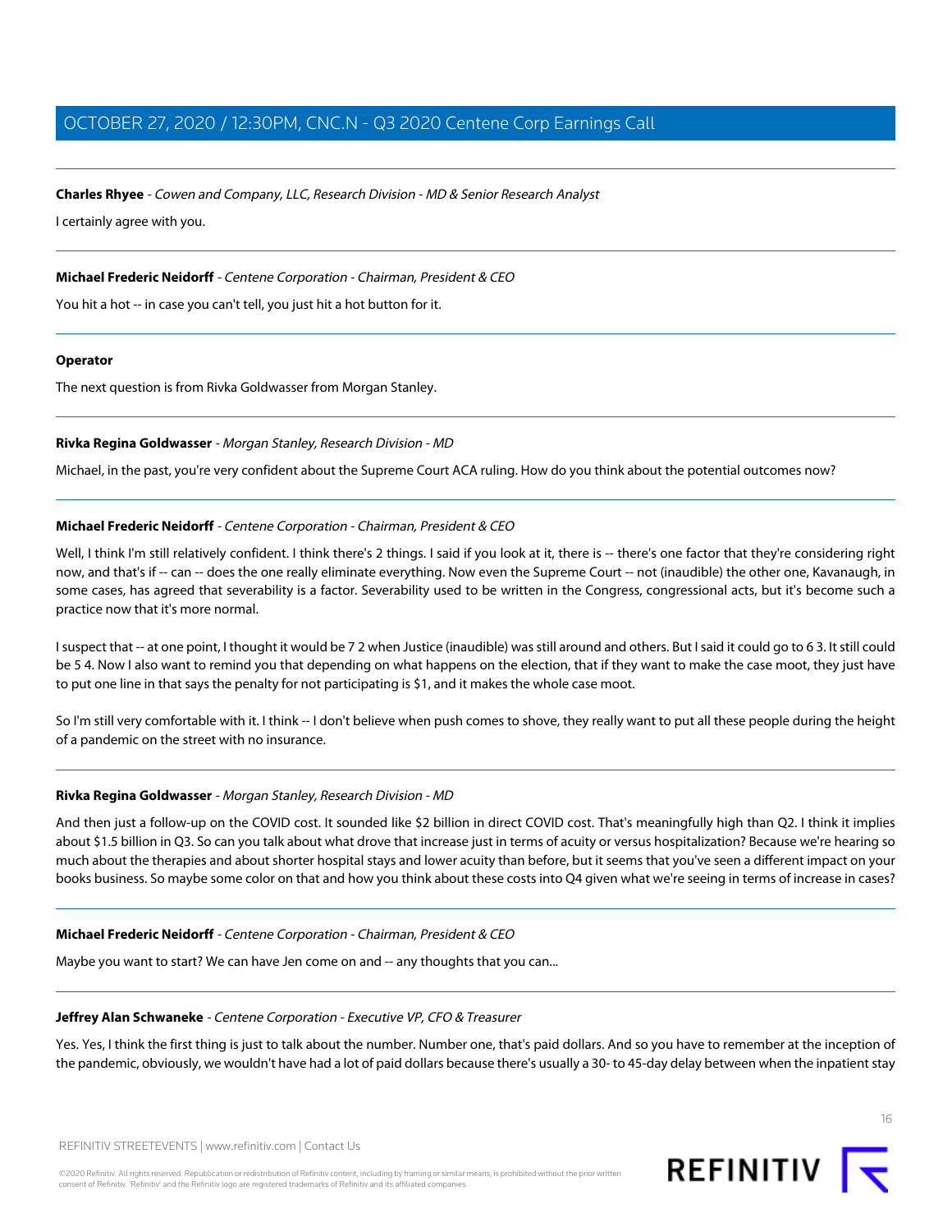**Charles Rhyee** - *Cowen and Company, LLC, Research Division - MD & Senior Research Analyst*

I certainly agree with you.

---

**Michael Frederic Neidorff** - *Centene Corporation - Chairman, President & CEO*

You hit a hot -- in case you can't tell, you just hit a hot button for it.

---

**Operator**

The next question is from Rivka Goldwasser from Morgan Stanley.

---

**Rivka Regina Goldwasser** - *Morgan Stanley, Research Division - MD*

Michael, in the past, you're very confident about the Supreme Court ACA ruling. How do you think about the potential outcomes now?

---

**Michael Frederic Neidorff** - *Centene Corporation - Chairman, President & CEO*

Well, I think I'm still relatively confident. I think there's 2 things. I said if you look at it, there is -- there's one factor that they're considering right now, and that's if -- can -- does the one really eliminate everything. Now even the Supreme Court -- not (inaudible) the other one, Kavanaugh, in some cases, has agreed that severability is a factor. Severability used to be written in the Congress, congressional acts, but it's become such a practice now that it's more normal.

I suspect that -- at one point, I thought it would be 7 2 when Justice (inaudible) was still around and others. But I said it could go to 6 3. It still could be 5 4. Now I also want to remind you that depending on what happens on the election, that if they want to make the case moot, they just have to put one line in that says the penalty for not participating is $1, and it makes the whole case moot.

So I'm still very comfortable with it. I think -- I don't believe when push comes to shove, they really want to put all these people during the height of a pandemic on the street with no insurance.

---

**Rivka Regina Goldwasser** - *Morgan Stanley, Research Division - MD*

And then just a follow-up on the COVID cost. It sounded like $2 billion in direct COVID cost. That's meaningfully high than Q2. I think it implies about $1.5 billion in Q3. So can you talk about what drove that increase just in terms of acuity or versus hospitalization? Because we're hearing so much about the therapies and about shorter hospital stays and lower acuity than before, but it seems that you've seen a different impact on your books business. So maybe some color on that and how you think about these costs into Q4 given what we're seeing in terms of increase in cases?

---

**Michael Frederic Neidorff** - *Centene Corporation - Chairman, President & CEO*

Maybe you want to start? We can have Jen come on and -- any thoughts that you can...

---

**Jeffrey Alan Schwaneke** - *Centene Corporation - Executive VP, CFO & Treasurer*

Yes. Yes, I think the first thing is just to talk about the number. Number one, that's paid dollars. And so you have to remember at the inception of the pandemic, obviously, we wouldn't have had a lot of paid dollars because there's usually a 30- to 45-day delay between when the inpatient stay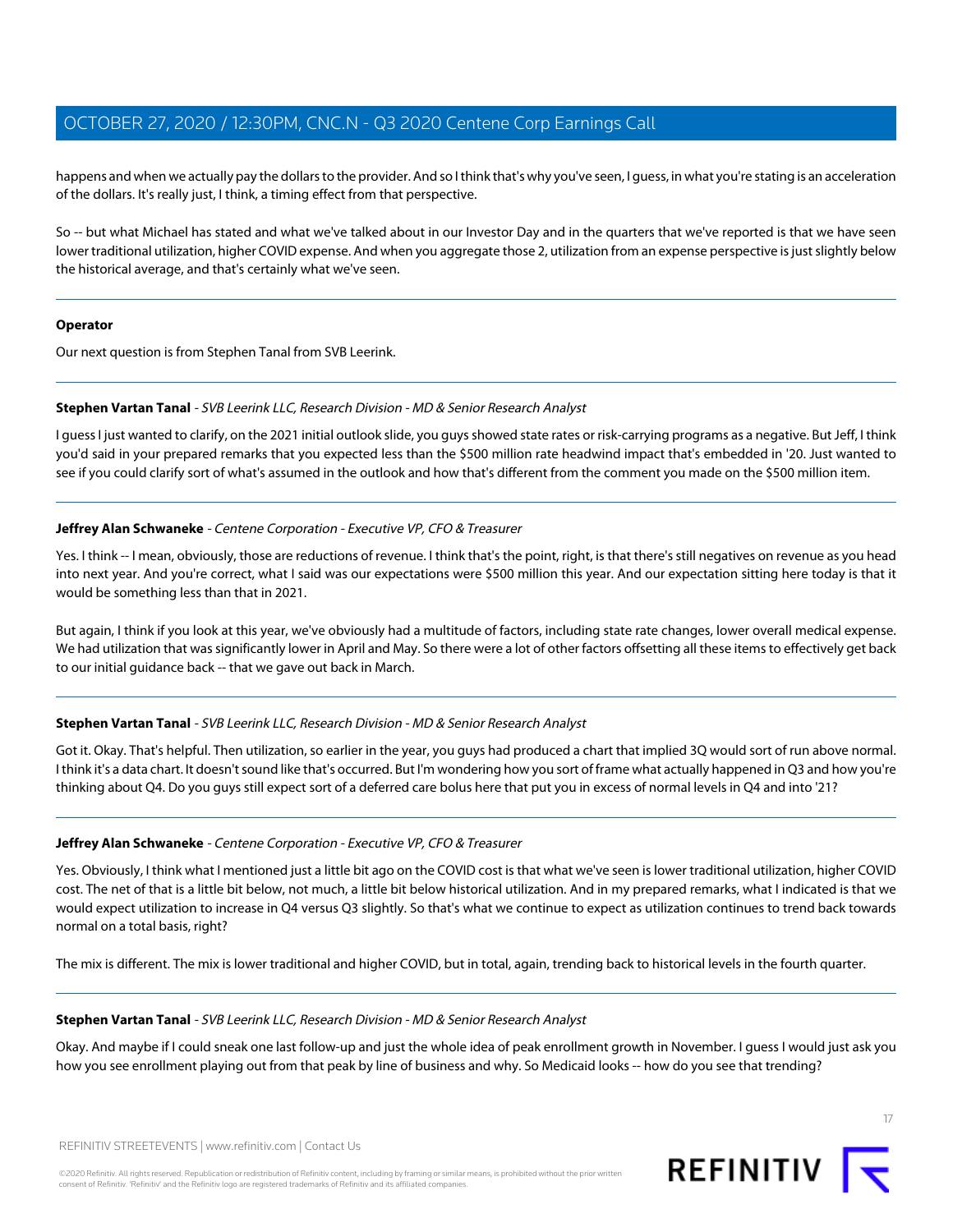happens and when we actually pay the dollars to the provider. And so I think that's why you've seen, I guess, in what you're stating is an acceleration of the dollars. It's really just, I think, a timing effect from that perspective.

So -- but what Michael has stated and what we've talked about in our Investor Day and in the quarters that we've reported is that we have seen lower traditional utilization, higher COVID expense. And when you aggregate those 2, utilization from an expense perspective is just slightly below the historical average, and that's certainly what we've seen.

---

**Operator**

Our next question is from Stephen Tanal from SVB Leerink.

---

**Stephen Vartan Tanal** - *SVB Leerink LLC, Research Division - MD & Senior Research Analyst*

I guess I just wanted to clarify, on the 2021 initial outlook slide, you guys showed state rates or risk-carrying programs as a negative. But Jeff, I think you'd said in your prepared remarks that you expected less than the $500 million rate headwind impact that's embedded in '20. Just wanted to see if you could clarify sort of what's assumed in the outlook and how that's different from the comment you made on the $500 million item.

---

**Jeffrey Alan Schwaneke** - *Centene Corporation - Executive VP, CFO & Treasurer*

Yes. I think -- I mean, obviously, those are reductions of revenue. I think that's the point, right, is that there's still negatives on revenue as you head into next year. And you're correct, what I said was our expectations were $500 million this year. And our expectation sitting here today is that it would be something less than that in 2021.

But again, I think if you look at this year, we've obviously had a multitude of factors, including state rate changes, lower overall medical expense. We had utilization that was significantly lower in April and May. So there were a lot of other factors offsetting all these items to effectively get back to our initial guidance back -- that we gave out back in March.

---

**Stephen Vartan Tanal** - *SVB Leerink LLC, Research Division - MD & Senior Research Analyst*

Got it. Okay. That's helpful. Then utilization, so earlier in the year, you guys had produced a chart that implied 3Q would sort of run above normal. I think it's a data chart. It doesn't sound like that's occurred. But I'm wondering how you sort of frame what actually happened in Q3 and how you're thinking about Q4. Do you guys still expect sort of a deferred care bolus here that put you in excess of normal levels in Q4 and into '21?

---

**Jeffrey Alan Schwaneke** - *Centene Corporation - Executive VP, CFO & Treasurer*

Yes. Obviously, I think what I mentioned just a little bit ago on the COVID cost is that what we've seen is lower traditional utilization, higher COVID cost. The net of that is a little bit below, not much, a little bit below historical utilization. And in my prepared remarks, what I indicated is that we would expect utilization to increase in Q4 versus Q3 slightly. So that's what we continue to expect as utilization continues to trend back towards normal on a total basis, right?

The mix is different. The mix is lower traditional and higher COVID, but in total, again, trending back to historical levels in the fourth quarter.

---

**Stephen Vartan Tanal** - *SVB Leerink LLC, Research Division - MD & Senior Research Analyst*

Okay. And maybe if I could sneak one last follow-up and just the whole idea of peak enrollment growth in November. I guess I would just ask you how you see enrollment playing out from that peak by line of business and why. So Medicaid looks -- how do you see that trending?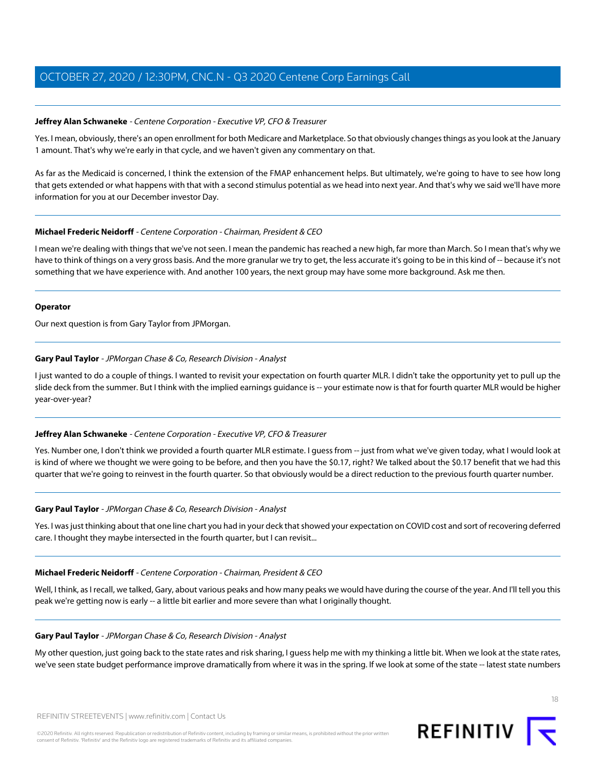**Jeffrey Alan Schwaneke** - *Centene Corporation - Executive VP, CFO & Treasurer*

Yes. I mean, obviously, there's an open enrollment for both Medicare and Marketplace. So that obviously changes things as you look at the January 1 amount. That's why we're early in that cycle, and we haven't given any commentary on that.

As far as the Medicaid is concerned, I think the extension of the FMAP enhancement helps. But ultimately, we're going to have to see how long that gets extended or what happens with that with a second stimulus potential as we head into next year. And that's why we said we'll have more information for you at our December investor Day.

---

**Michael Frederic Neidorff** - *Centene Corporation - Chairman, President & CEO*

I mean we're dealing with things that we've not seen. I mean the pandemic has reached a new high, far more than March. So I mean that's why we have to think of things on a very gross basis. And the more granular we try to get, the less accurate it's going to be in this kind of -- because it's not something that we have experience with. And another 100 years, the next group may have some more background. Ask me then.

---

**Operator**

Our next question is from Gary Taylor from JPMorgan.

---

**Gary Paul Taylor** - *JPMorgan Chase & Co, Research Division - Analyst*

I just wanted to do a couple of things. I wanted to revisit your expectation on fourth quarter MLR. I didn't take the opportunity yet to pull up the slide deck from the summer. But I think with the implied earnings guidance is -- your estimate now is that for fourth quarter MLR would be higher year-over-year?

---

**Jeffrey Alan Schwaneke** - *Centene Corporation - Executive VP, CFO & Treasurer*

Yes. Number one, I don't think we provided a fourth quarter MLR estimate. I guess from -- just from what we've given today, what I would look at is kind of where we thought we were going to be before, and then you have the $0.17, right? We talked about the $0.17 benefit that we had this quarter that we're going to reinvest in the fourth quarter. So that obviously would be a direct reduction to the previous fourth quarter number.

---

**Gary Paul Taylor** - *JPMorgan Chase & Co, Research Division - Analyst*

Yes. I was just thinking about that one line chart you had in your deck that showed your expectation on COVID cost and sort of recovering deferred care. I thought they maybe intersected in the fourth quarter, but I can revisit...

---

**Michael Frederic Neidorff** - *Centene Corporation - Chairman, President & CEO*

Well, I think, as I recall, we talked, Gary, about various peaks and how many peaks we would have during the course of the year. And I'll tell you this peak we're getting now is early -- a little bit earlier and more severe than what I originally thought.

---

**Gary Paul Taylor** - *JPMorgan Chase & Co, Research Division - Analyst*

My other question, just going back to the state rates and risk sharing, I guess help me with my thinking a little bit. When we look at the state rates, we've seen state budget performance improve dramatically from where it was in the spring. If we look at some of the state -- latest state numbers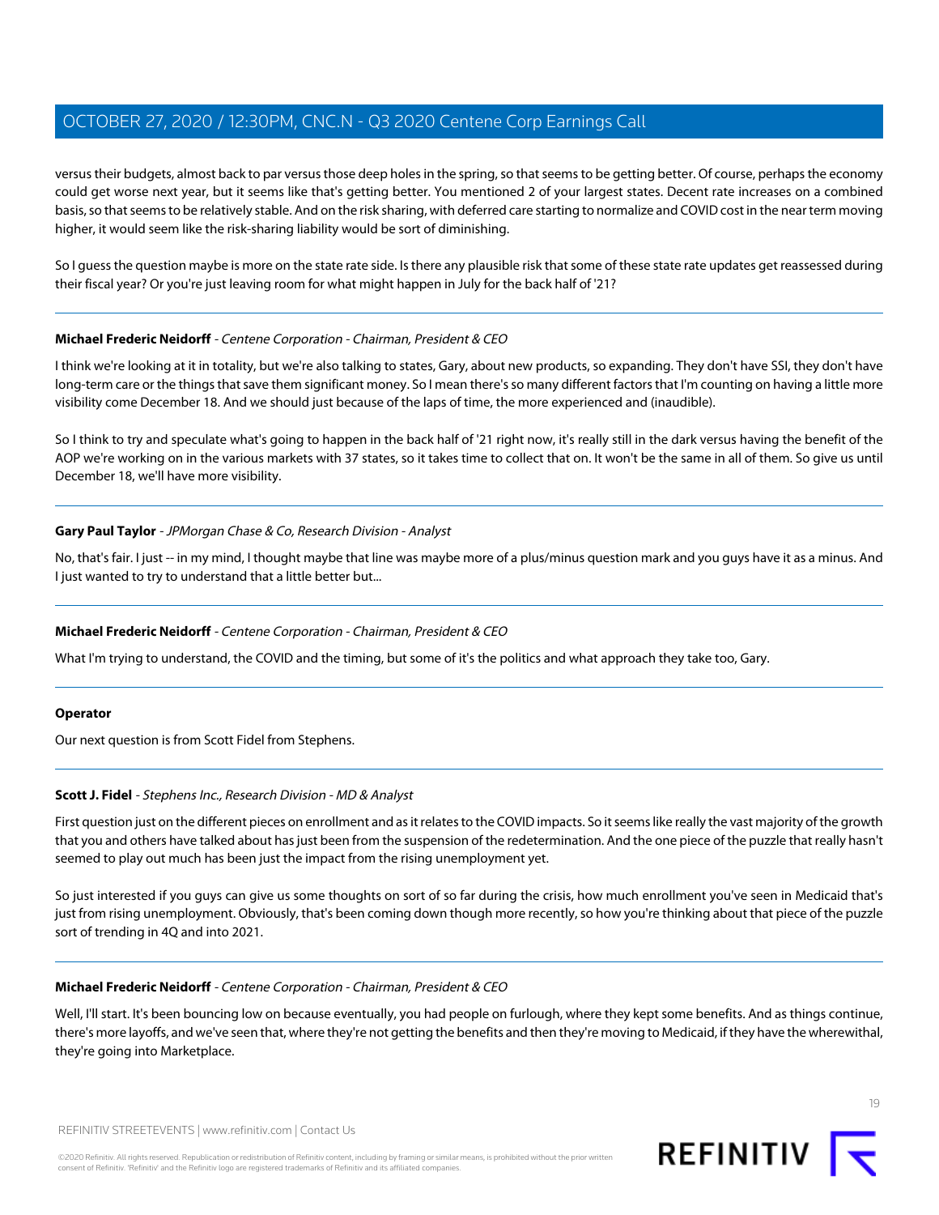versus their budgets, almost back to par versus those deep holes in the spring, so that seems to be getting better. Of course, perhaps the economy could get worse next year, but it seems like that's getting better. You mentioned 2 of your largest states. Decent rate increases on a combined basis, so that seems to be relatively stable. And on the risk sharing, with deferred care starting to normalize and COVID cost in the near term moving higher, it would seem like the risk-sharing liability would be sort of diminishing.

So I guess the question maybe is more on the state rate side. Is there any plausible risk that some of these state rate updates get reassessed during their fiscal year? Or you're just leaving room for what might happen in July for the back half of '21?

---

**Michael Frederic Neidorff** - *Centene Corporation - Chairman, President & CEO*

I think we're looking at it in totality, but we're also talking to states, Gary, about new products, so expanding. They don't have SSI, they don't have long-term care or the things that save them significant money. So I mean there's so many different factors that I'm counting on having a little more visibility come December 18. And we should just because of the laps of time, the more experienced and (inaudible).

So I think to try and speculate what's going to happen in the back half of '21 right now, it's really still in the dark versus having the benefit of the AOP we're working on in the various markets with 37 states, so it takes time to collect that on. It won't be the same in all of them. So give us until December 18, we'll have more visibility.

---

**Gary Paul Taylor** - *JPMorgan Chase & Co, Research Division - Analyst*

No, that's fair. I just -- in my mind, I thought maybe that line was maybe more of a plus/minus question mark and you guys have it as a minus. And I just wanted to try to understand that a little better but...

---

**Michael Frederic Neidorff** - *Centene Corporation - Chairman, President & CEO*

What I'm trying to understand, the COVID and the timing, but some of it's the politics and what approach they take too, Gary.

---

**Operator**

Our next question is from Scott Fidel from Stephens.

---

**Scott J. Fidel** - *Stephens Inc., Research Division - MD & Analyst*

First question just on the different pieces on enrollment and as it relates to the COVID impacts. So it seems like really the vast majority of the growth that you and others have talked about has just been from the suspension of the redetermination. And the one piece of the puzzle that really hasn't seemed to play out much has been just the impact from the rising unemployment yet.

So just interested if you guys can give us some thoughts on sort of so far during the crisis, how much enrollment you've seen in Medicaid that's just from rising unemployment. Obviously, that's been coming down though more recently, so how you're thinking about that piece of the puzzle sort of trending in 4Q and into 2021.

---

**Michael Frederic Neidorff** - *Centene Corporation - Chairman, President & CEO*

Well, I'll start. It's been bouncing low on because eventually, you had people on furlough, where they kept some benefits. And as things continue, there's more layoffs, and we've seen that, where they're not getting the benefits and then they're moving to Medicaid, if they have the wherewithal, they're going into Marketplace.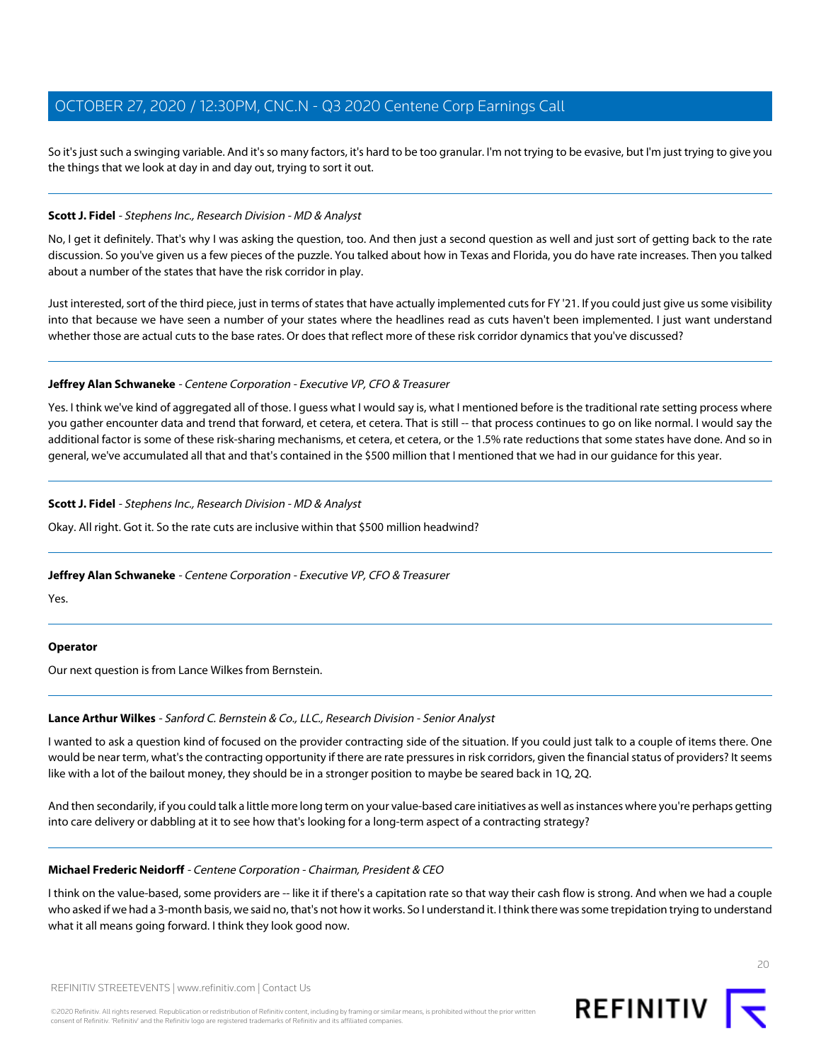So it's just such a swinging variable. And it's so many factors, it's hard to be too granular. I'm not trying to be evasive, but I'm just trying to give you the things that we look at day in and day out, trying to sort it out.

---

**Scott J. Fidel** - *Stephens Inc., Research Division - MD & Analyst*

No, I get it definitely. That's why I was asking the question, too. And then just a second question as well and just sort of getting back to the rate discussion. So you've given us a few pieces of the puzzle. You talked about how in Texas and Florida, you do have rate increases. Then you talked about a number of the states that have the risk corridor in play.

Just interested, sort of the third piece, just in terms of states that have actually implemented cuts for FY '21. If you could just give us some visibility into that because we have seen a number of your states where the headlines read as cuts haven't been implemented. I just want understand whether those are actual cuts to the base rates. Or does that reflect more of these risk corridor dynamics that you've discussed?

---

**Jeffrey Alan Schwaneke** - *Centene Corporation - Executive VP, CFO & Treasurer*

Yes. I think we've kind of aggregated all of those. I guess what I would say is, what I mentioned before is the traditional rate setting process where you gather encounter data and trend that forward, et cetera, et cetera. That is still -- that process continues to go on like normal. I would say the additional factor is some of these risk-sharing mechanisms, et cetera, et cetera, or the 1.5% rate reductions that some states have done. And so in general, we've accumulated all that and that's contained in the $500 million that I mentioned that we had in our guidance for this year.

---

**Scott J. Fidel** - *Stephens Inc., Research Division - MD & Analyst*

Okay. All right. Got it. So the rate cuts are inclusive within that $500 million headwind?

---

**Jeffrey Alan Schwaneke** - *Centene Corporation - Executive VP, CFO & Treasurer*

Yes.

---

**Operator**

Our next question is from Lance Wilkes from Bernstein.

---

**Lance Arthur Wilkes** - *Sanford C. Bernstein & Co., LLC., Research Division - Senior Analyst*

I wanted to ask a question kind of focused on the provider contracting side of the situation. If you could just talk to a couple of items there. One would be near term, what's the contracting opportunity if there are rate pressures in risk corridors, given the financial status of providers? It seems like with a lot of the bailout money, they should be in a stronger position to maybe be seared back in 1Q, 2Q.

And then secondarily, if you could talk a little more long term on your value-based care initiatives as well as instances where you're perhaps getting into care delivery or dabbling at it to see how that's looking for a long-term aspect of a contracting strategy?

---

**Michael Frederic Neidorff** - *Centene Corporation - Chairman, President & CEO*

I think on the value-based, some providers are -- like it if there's a capitation rate so that way their cash flow is strong. And when we had a couple who asked if we had a 3-month basis, we said no, that's not how it works. So I understand it. I think there was some trepidation trying to understand what it all means going forward. I think they look good now.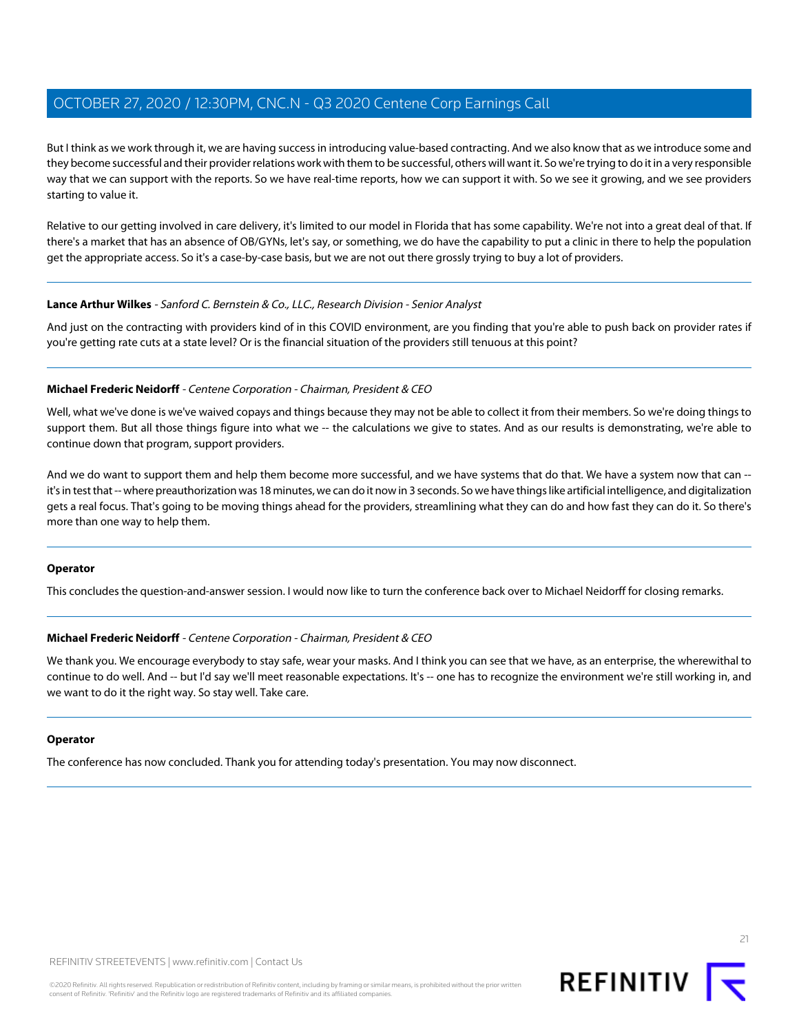But I think as we work through it, we are having success in introducing value-based contracting. And we also know that as we introduce some and they become successful and their provider relations work with them to be successful, others will want it. So we're trying to do it in a very responsible way that we can support with the reports. So we have real-time reports, how we can support it with. So we see it growing, and we see providers starting to value it.

Relative to our getting involved in care delivery, it's limited to our model in Florida that has some capability. We're not into a great deal of that. If there's a market that has an absence of OB/GYNs, let's say, or something, we do have the capability to put a clinic in there to help the population get the appropriate access. So it's a case-by-case basis, but we are not out there grossly trying to buy a lot of providers.

---

**Lance Arthur Wilkes** - *Sanford C. Bernstein & Co., LLC., Research Division - Senior Analyst*

And just on the contracting with providers kind of in this COVID environment, are you finding that you're able to push back on provider rates if you're getting rate cuts at a state level? Or is the financial situation of the providers still tenuous at this point?

---

**Michael Frederic Neidorff** - *Centene Corporation - Chairman, President & CEO*

Well, what we've done is we've waived copays and things because they may not be able to collect it from their members. So we're doing things to support them. But all those things figure into what we -- the calculations we give to states. And as our results is demonstrating, we're able to continue down that program, support providers.

And we do want to support them and help them become more successful, and we have systems that do that. We have a system now that can -- it's in test that -- where preauthorization was 18 minutes, we can do it now in 3 seconds. So we have things like artificial intelligence, and digitalization gets a real focus. That's going to be moving things ahead for the providers, streamlining what they can do and how fast they can do it. So there's more than one way to help them.

---

**Operator**

This concludes the question-and-answer session. I would now like to turn the conference back over to Michael Neidorff for closing remarks.

---

**Michael Frederic Neidorff** - *Centene Corporation - Chairman, President & CEO*

We thank you. We encourage everybody to stay safe, wear your masks. And I think you can see that we have, as an enterprise, the wherewithal to continue to do well. And -- but I'd say we'll meet reasonable expectations. It's -- one has to recognize the environment we're still working in, and we want to do it the right way. So stay well. Take care.

---

**Operator**

The conference has now concluded. Thank you for attending today's presentation. You may now disconnect.

---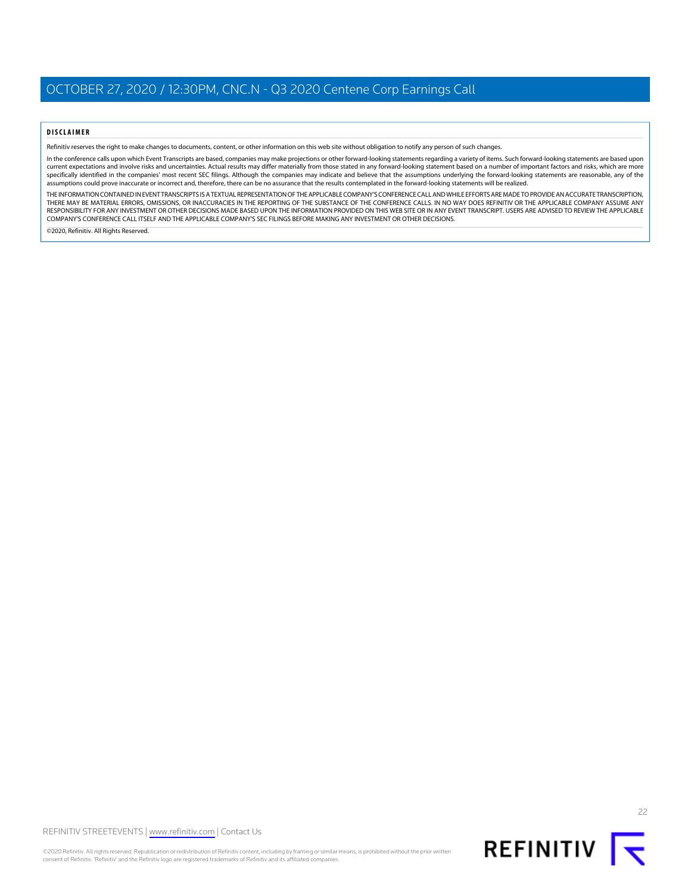**DISCLAIMER**

Refinitiv reserves the right to make changes to documents, content, or other information on this web site without obligation to notify any person of such changes.

In the conference calls upon which Event Transcripts are based, companies may make projections or other forward-looking statements regarding a variety of items. Such forward-looking statements are based upon current expectations and involve risks and uncertainties. Actual results may differ materially from those stated in any forward-looking statement based on a number of important factors and risks, which are more specifically identified in the companies' most recent SEC filings. Although the companies may indicate and believe that the assumptions underlying the forward-looking statements are reasonable, any of the assumptions could prove inaccurate or incorrect and, therefore, there can be no assurance that the results contemplated in the forward-looking statements will be realized.

THE INFORMATION CONTAINED IN EVENT TRANSCRIPTS IS A TEXTUAL REPRESENTATION OF THE APPLICABLE COMPANY'S CONFERENCE CALL AND WHILE EFFORTS ARE MADE TO PROVIDE AN ACCURATE TRANSCRIPTION, THERE MAY BE MATERIAL ERRORS, OMISSIONS, OR INACCURACIES IN THE REPORTING OF THE SUBSTANCE OF THE CONFERENCE CALLS. IN NO WAY DOES REFINITIV OR THE APPLICABLE COMPANY ASSUME ANY RESPONSIBILITY FOR ANY INVESTMENT OR OTHER DECISIONS MADE BASED UPON THE INFORMATION PROVIDED ON THIS WEB SITE OR IN ANY EVENT TRANSCRIPT. USERS ARE ADVISED TO REVIEW THE APPLICABLE COMPANY'S CONFERENCE CALL ITSELF AND THE APPLICABLE COMPANY'S SEC FILINGS BEFORE MAKING ANY INVESTMENT OR OTHER DECISIONS.

©2020, Refinitiv. All Rights Reserved.